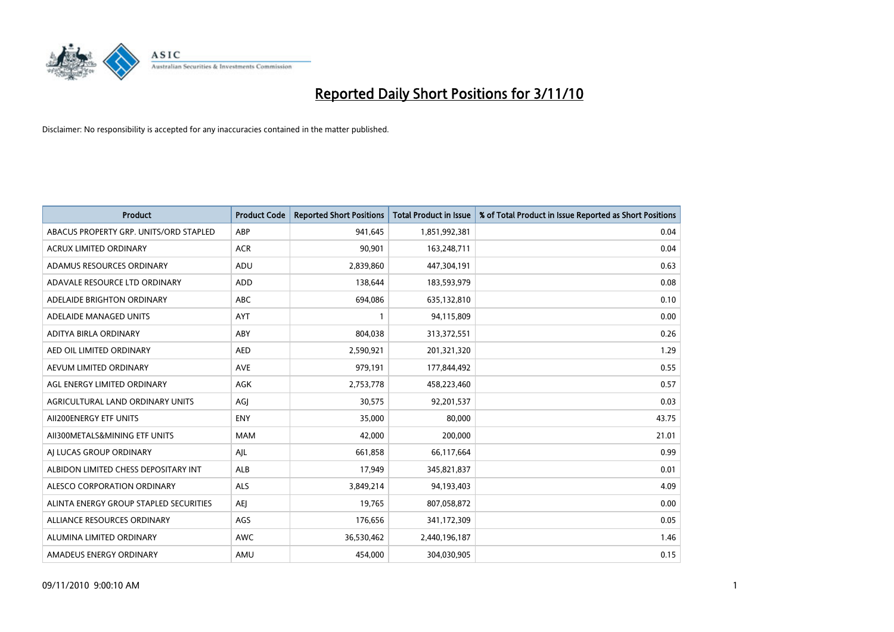# Reported Daily Short Positions for 3/11/10

Disclaimer: No responsibility is accepted for any inaccuracies contained in the matter published.

| Product | Product Code | Reported Short Positions | Total Product in Issue | % of Total Product in Issue Reported as Short Positions |
| --- | --- | --- | --- | --- |
| ABACUS PROPERTY GRP. UNITS/ORD STAPLED | ABP | 941,645 | 1,851,992,381 | 0.04 |
| ACRUX LIMITED ORDINARY | ACR | 90,901 | 163,248,711 | 0.04 |
| ADAMUS RESOURCES ORDINARY | ADU | 2,839,860 | 447,304,191 | 0.63 |
| ADAVALE RESOURCE LTD ORDINARY | ADD | 138,644 | 183,593,979 | 0.08 |
| ADELAIDE BRIGHTON ORDINARY | ABC | 694,086 | 635,132,810 | 0.10 |
| ADELAIDE MANAGED UNITS | AYT | 1 | 94,115,809 | 0.00 |
| ADITYA BIRLA ORDINARY | ABY | 804,038 | 313,372,551 | 0.26 |
| AED OIL LIMITED ORDINARY | AED | 2,590,921 | 201,321,320 | 1.29 |
| AEVUM LIMITED ORDINARY | AVE | 979,191 | 177,844,492 | 0.55 |
| AGL ENERGY LIMITED ORDINARY | AGK | 2,753,778 | 458,223,460 | 0.57 |
| AGRICULTURAL LAND ORDINARY UNITS | AGJ | 30,575 | 92,201,537 | 0.03 |
| AII200ENERGY ETF UNITS | ENY | 35,000 | 80,000 | 43.75 |
| AII300METALS&MINING ETF UNITS | MAM | 42,000 | 200,000 | 21.01 |
| AJ LUCAS GROUP ORDINARY | AJL | 661,858 | 66,117,664 | 0.99 |
| ALBIDON LIMITED CHESS DEPOSITARY INT | ALB | 17,949 | 345,821,837 | 0.01 |
| ALESCO CORPORATION ORDINARY | ALS | 3,849,214 | 94,193,403 | 4.09 |
| ALINTA ENERGY GROUP STAPLED SECURITIES | AEJ | 19,765 | 807,058,872 | 0.00 |
| ALLIANCE RESOURCES ORDINARY | AGS | 176,656 | 341,172,309 | 0.05 |
| ALUMINA LIMITED ORDINARY | AWC | 36,530,462 | 2,440,196,187 | 1.46 |
| AMADEUS ENERGY ORDINARY | AMU | 454,000 | 304,030,905 | 0.15 |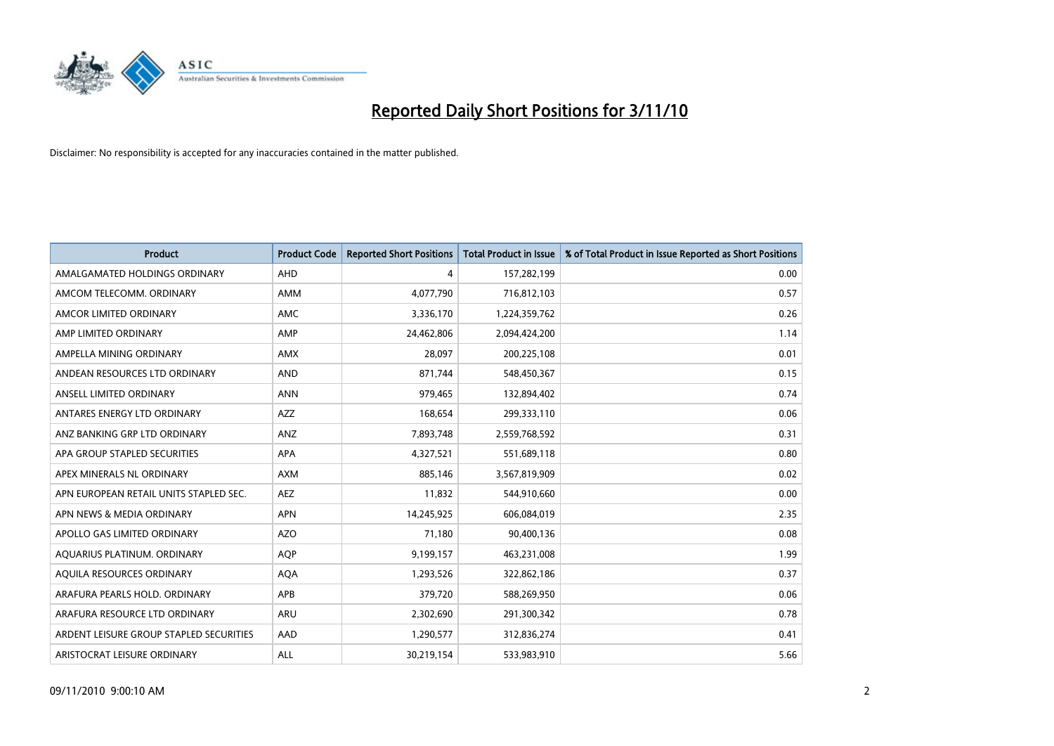# Reported Daily Short Positions for 3/11/10

Disclaimer: No responsibility is accepted for any inaccuracies contained in the matter published.

| Product | Product Code | Reported Short Positions | Total Product in Issue | % of Total Product in Issue Reported as Short Positions |
|---|---|---|---|---|
| AMALGAMATED HOLDINGS ORDINARY | AHD | 4 | 157,282,199 | 0.00 |
| AMCOM TELECOMM. ORDINARY | AMM | 4,077,790 | 716,812,103 | 0.57 |
| AMCOR LIMITED ORDINARY | AMC | 3,336,170 | 1,224,359,762 | 0.26 |
| AMP LIMITED ORDINARY | AMP | 24,462,806 | 2,094,424,200 | 1.14 |
| AMPELLA MINING ORDINARY | AMX | 28,097 | 200,225,108 | 0.01 |
| ANDEAN RESOURCES LTD ORDINARY | AND | 871,744 | 548,450,367 | 0.15 |
| ANSELL LIMITED ORDINARY | ANN | 979,465 | 132,894,402 | 0.74 |
| ANTARES ENERGY LTD ORDINARY | AZZ | 168,654 | 299,333,110 | 0.06 |
| ANZ BANKING GRP LTD ORDINARY | ANZ | 7,893,748 | 2,559,768,592 | 0.31 |
| APA GROUP STAPLED SECURITIES | APA | 4,327,521 | 551,689,118 | 0.80 |
| APEX MINERALS NL ORDINARY | AXM | 885,146 | 3,567,819,909 | 0.02 |
| APN EUROPEAN RETAIL UNITS STAPLED SEC. | AEZ | 11,832 | 544,910,660 | 0.00 |
| APN NEWS & MEDIA ORDINARY | APN | 14,245,925 | 606,084,019 | 2.35 |
| APOLLO GAS LIMITED ORDINARY | AZO | 71,180 | 90,400,136 | 0.08 |
| AQUARIUS PLATINUM. ORDINARY | AQP | 9,199,157 | 463,231,008 | 1.99 |
| AQUILA RESOURCES ORDINARY | AQA | 1,293,526 | 322,862,186 | 0.37 |
| ARAFURA PEARLS HOLD. ORDINARY | APB | 379,720 | 588,269,950 | 0.06 |
| ARAFURA RESOURCE LTD ORDINARY | ARU | 2,302,690 | 291,300,342 | 0.78 |
| ARDENT LEISURE GROUP STAPLED SECURITIES | AAD | 1,290,577 | 312,836,274 | 0.41 |
| ARISTOCRAT LEISURE ORDINARY | ALL | 30,219,154 | 533,983,910 | 5.66 |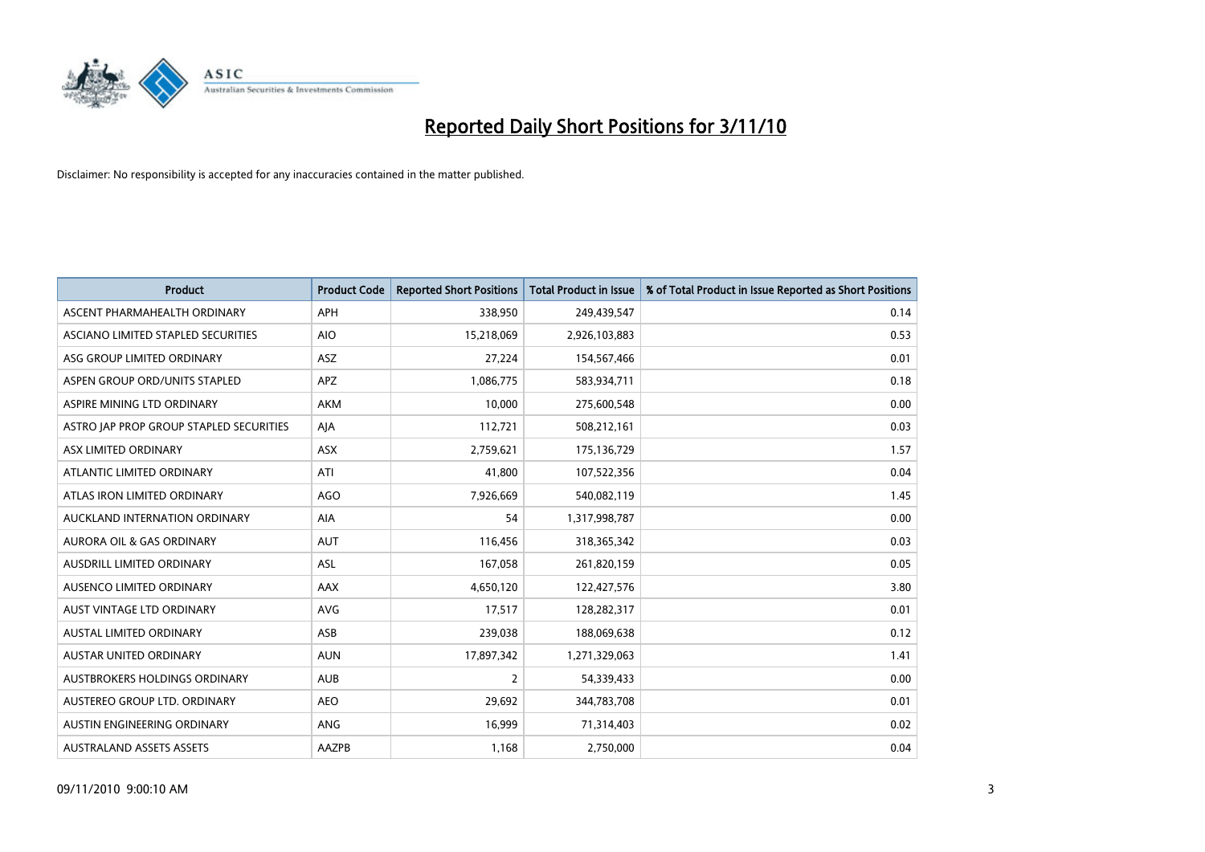# Reported Daily Short Positions for 3/11/10

Disclaimer: No responsibility is accepted for any inaccuracies contained in the matter published.

| Product | Product Code | Reported Short Positions | Total Product in Issue | % of Total Product in Issue Reported as Short Positions |
|---|---|---|---|---|
| ASCENT PHARMAHEALTH ORDINARY | APH | 338,950 | 249,439,547 | 0.14 |
| ASCIANO LIMITED STAPLED SECURITIES | AIO | 15,218,069 | 2,926,103,883 | 0.53 |
| ASG GROUP LIMITED ORDINARY | ASZ | 27,224 | 154,567,466 | 0.01 |
| ASPEN GROUP ORD/UNITS STAPLED | APZ | 1,086,775 | 583,934,711 | 0.18 |
| ASPIRE MINING LTD ORDINARY | AKM | 10,000 | 275,600,548 | 0.00 |
| ASTRO JAP PROP GROUP STAPLED SECURITIES | AJA | 112,721 | 508,212,161 | 0.03 |
| ASX LIMITED ORDINARY | ASX | 2,759,621 | 175,136,729 | 1.57 |
| ATLANTIC LIMITED ORDINARY | ATI | 41,800 | 107,522,356 | 0.04 |
| ATLAS IRON LIMITED ORDINARY | AGO | 7,926,669 | 540,082,119 | 1.45 |
| AUCKLAND INTERNATION ORDINARY | AIA | 54 | 1,317,998,787 | 0.00 |
| AURORA OIL & GAS ORDINARY | AUT | 116,456 | 318,365,342 | 0.03 |
| AUSDRILL LIMITED ORDINARY | ASL | 167,058 | 261,820,159 | 0.05 |
| AUSENCO LIMITED ORDINARY | AAX | 4,650,120 | 122,427,576 | 3.80 |
| AUST VINTAGE LTD ORDINARY | AVG | 17,517 | 128,282,317 | 0.01 |
| AUSTAL LIMITED ORDINARY | ASB | 239,038 | 188,069,638 | 0.12 |
| AUSTAR UNITED ORDINARY | AUN | 17,897,342 | 1,271,329,063 | 1.41 |
| AUSTBROKERS HOLDINGS ORDINARY | AUB | 2 | 54,339,433 | 0.00 |
| AUSTEREO GROUP LTD. ORDINARY | AEO | 29,692 | 344,783,708 | 0.01 |
| AUSTIN ENGINEERING ORDINARY | ANG | 16,999 | 71,314,403 | 0.02 |
| AUSTRALAND ASSETS ASSETS | AAZPB | 1,168 | 2,750,000 | 0.04 |

09/11/2010 9:00:10 AM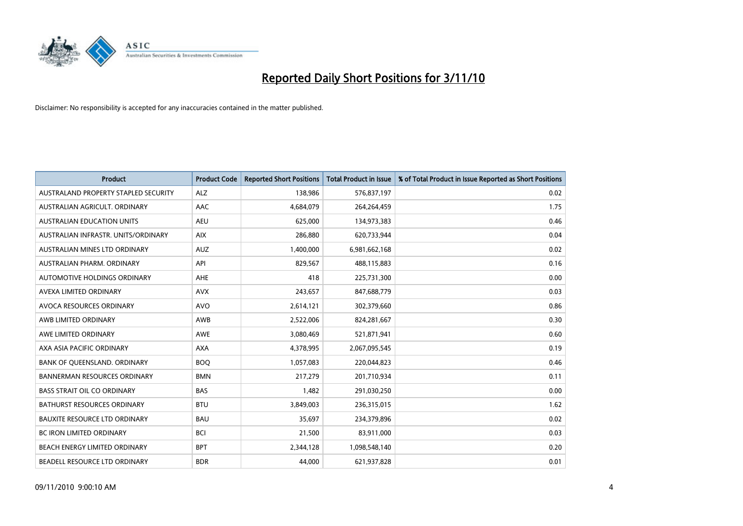# Reported Daily Short Positions for 3/11/10

Disclaimer: No responsibility is accepted for any inaccuracies contained in the matter published.

| Product | Product Code | Reported Short Positions | Total Product in Issue | % of Total Product in Issue Reported as Short Positions |
|---|---|---|---|---|
| AUSTRALAND PROPERTY STAPLED SECURITY | ALZ | 138,986 | 576,837,197 | 0.02 |
| AUSTRALIAN AGRICULT. ORDINARY | AAC | 4,684,079 | 264,264,459 | 1.75 |
| AUSTRALIAN EDUCATION UNITS | AEU | 625,000 | 134,973,383 | 0.46 |
| AUSTRALIAN INFRASTR. UNITS/ORDINARY | AIX | 286,880 | 620,733,944 | 0.04 |
| AUSTRALIAN MINES LTD ORDINARY | AUZ | 1,400,000 | 6,981,662,168 | 0.02 |
| AUSTRALIAN PHARM. ORDINARY | API | 829,567 | 488,115,883 | 0.16 |
| AUTOMOTIVE HOLDINGS ORDINARY | AHE | 418 | 225,731,300 | 0.00 |
| AVEXA LIMITED ORDINARY | AVX | 243,657 | 847,688,779 | 0.03 |
| AVOCA RESOURCES ORDINARY | AVO | 2,614,121 | 302,379,660 | 0.86 |
| AWB LIMITED ORDINARY | AWB | 2,522,006 | 824,281,667 | 0.30 |
| AWE LIMITED ORDINARY | AWE | 3,080,469 | 521,871,941 | 0.60 |
| AXA ASIA PACIFIC ORDINARY | AXA | 4,378,995 | 2,067,095,545 | 0.19 |
| BANK OF QUEENSLAND. ORDINARY | BOQ | 1,057,083 | 220,044,823 | 0.46 |
| BANNERMAN RESOURCES ORDINARY | BMN | 217,279 | 201,710,934 | 0.11 |
| BASS STRAIT OIL CO ORDINARY | BAS | 1,482 | 291,030,250 | 0.00 |
| BATHURST RESOURCES ORDINARY | BTU | 3,849,003 | 236,315,015 | 1.62 |
| BAUXITE RESOURCE LTD ORDINARY | BAU | 35,697 | 234,379,896 | 0.02 |
| BC IRON LIMITED ORDINARY | BCI | 21,500 | 83,911,000 | 0.03 |
| BEACH ENERGY LIMITED ORDINARY | BPT | 2,344,128 | 1,098,548,140 | 0.20 |
| BEADELL RESOURCE LTD ORDINARY | BDR | 44,000 | 621,937,828 | 0.01 |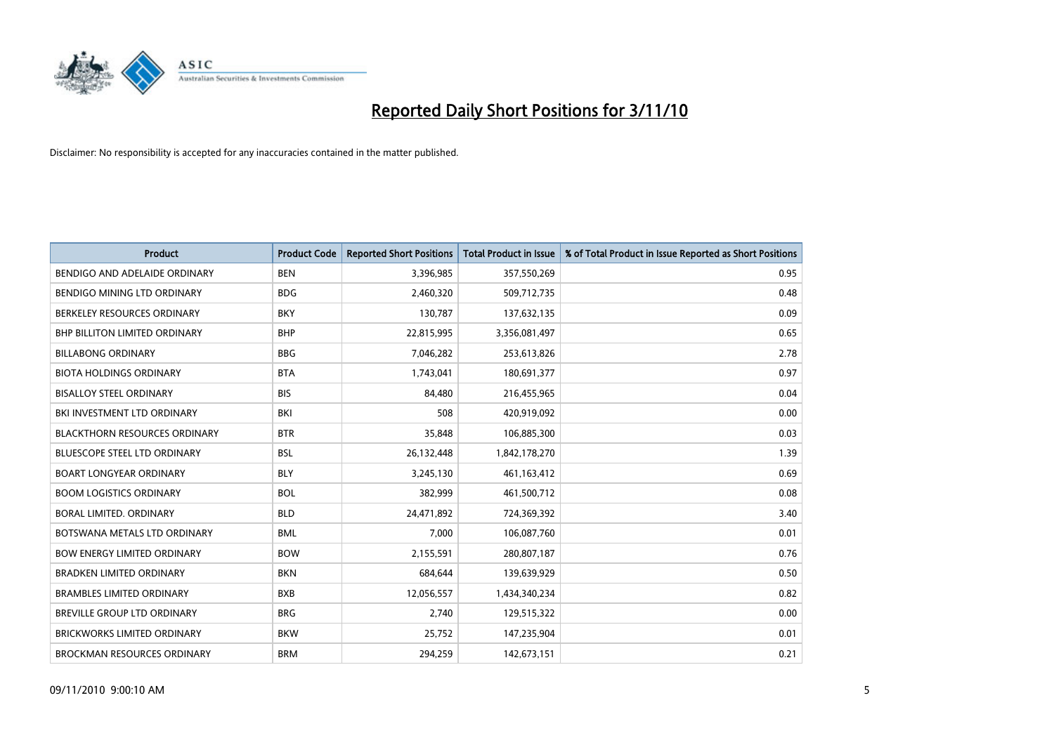# Reported Daily Short Positions for 3/11/10

Disclaimer: No responsibility is accepted for any inaccuracies contained in the matter published.

| Product | Product Code | Reported Short Positions | Total Product in Issue | % of Total Product in Issue Reported as Short Positions |
|---|---|---|---|---|
| BENDIGO AND ADELAIDE ORDINARY | BEN | 3,396,985 | 357,550,269 | 0.95 |
| BENDIGO MINING LTD ORDINARY | BDG | 2,460,320 | 509,712,735 | 0.48 |
| BERKELEY RESOURCES ORDINARY | BKY | 130,787 | 137,632,135 | 0.09 |
| BHP BILLITON LIMITED ORDINARY | BHP | 22,815,995 | 3,356,081,497 | 0.65 |
| BILLABONG ORDINARY | BBG | 7,046,282 | 253,613,826 | 2.78 |
| BIOTA HOLDINGS ORDINARY | BTA | 1,743,041 | 180,691,377 | 0.97 |
| BISALLOY STEEL ORDINARY | BIS | 84,480 | 216,455,965 | 0.04 |
| BKI INVESTMENT LTD ORDINARY | BKI | 508 | 420,919,092 | 0.00 |
| BLACKTHORN RESOURCES ORDINARY | BTR | 35,848 | 106,885,300 | 0.03 |
| BLUESCOPE STEEL LTD ORDINARY | BSL | 26,132,448 | 1,842,178,270 | 1.39 |
| BOART LONGYEAR ORDINARY | BLY | 3,245,130 | 461,163,412 | 0.69 |
| BOOM LOGISTICS ORDINARY | BOL | 382,999 | 461,500,712 | 0.08 |
| BORAL LIMITED. ORDINARY | BLD | 24,471,892 | 724,369,392 | 3.40 |
| BOTSWANA METALS LTD ORDINARY | BML | 7,000 | 106,087,760 | 0.01 |
| BOW ENERGY LIMITED ORDINARY | BOW | 2,155,591 | 280,807,187 | 0.76 |
| BRADKEN LIMITED ORDINARY | BKN | 684,644 | 139,639,929 | 0.50 |
| BRAMBLES LIMITED ORDINARY | BXB | 12,056,557 | 1,434,340,234 | 0.82 |
| BREVILLE GROUP LTD ORDINARY | BRG | 2,740 | 129,515,322 | 0.00 |
| BRICKWORKS LIMITED ORDINARY | BKW | 25,752 | 147,235,904 | 0.01 |
| BROCKMAN RESOURCES ORDINARY | BRM | 294,259 | 142,673,151 | 0.21 |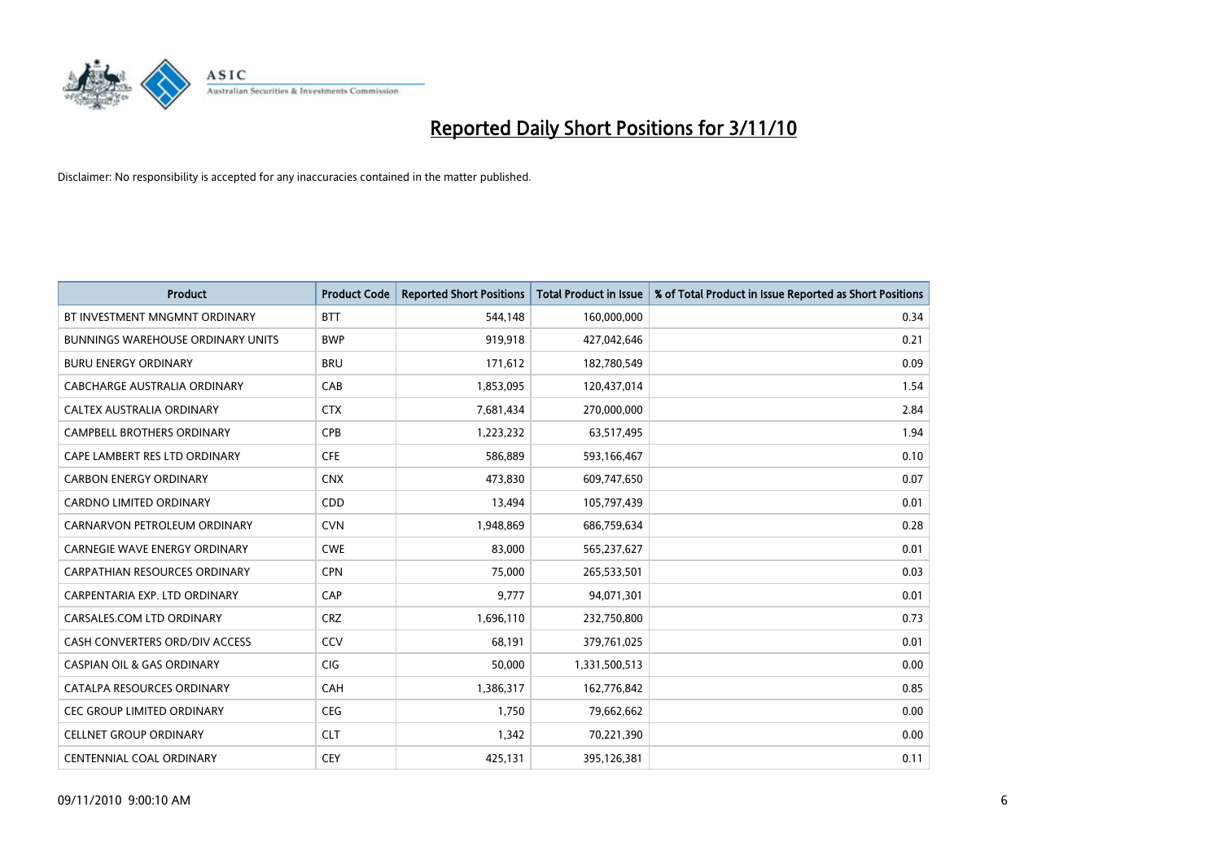# Reported Daily Short Positions for 3/11/10

Disclaimer: No responsibility is accepted for any inaccuracies contained in the matter published.

| Product | Product Code | Reported Short Positions | Total Product in Issue | % of Total Product in Issue Reported as Short Positions |
|---|---|---|---|---|
| BT INVESTMENT MNGMNT ORDINARY | BTT | 544,148 | 160,000,000 | 0.34 |
| BUNNINGS WAREHOUSE ORDINARY UNITS | BWP | 919,918 | 427,042,646 | 0.21 |
| BURU ENERGY ORDINARY | BRU | 171,612 | 182,780,549 | 0.09 |
| CABCHARGE AUSTRALIA ORDINARY | CAB | 1,853,095 | 120,437,014 | 1.54 |
| CALTEX AUSTRALIA ORDINARY | CTX | 7,681,434 | 270,000,000 | 2.84 |
| CAMPBELL BROTHERS ORDINARY | CPB | 1,223,232 | 63,517,495 | 1.94 |
| CAPE LAMBERT RES LTD ORDINARY | CFE | 586,889 | 593,166,467 | 0.10 |
| CARBON ENERGY ORDINARY | CNX | 473,830 | 609,747,650 | 0.07 |
| CARDNO LIMITED ORDINARY | CDD | 13,494 | 105,797,439 | 0.01 |
| CARNARVON PETROLEUM ORDINARY | CVN | 1,948,869 | 686,759,634 | 0.28 |
| CARNEGIE WAVE ENERGY ORDINARY | CWE | 83,000 | 565,237,627 | 0.01 |
| CARPATHIAN RESOURCES ORDINARY | CPN | 75,000 | 265,533,501 | 0.03 |
| CARPENTARIA EXP. LTD ORDINARY | CAP | 9,777 | 94,071,301 | 0.01 |
| CARSALES.COM LTD ORDINARY | CRZ | 1,696,110 | 232,750,800 | 0.73 |
| CASH CONVERTERS ORD/DIV ACCESS | CCV | 68,191 | 379,761,025 | 0.01 |
| CASPIAN OIL & GAS ORDINARY | CIG | 50,000 | 1,331,500,513 | 0.00 |
| CATALPA RESOURCES ORDINARY | CAH | 1,386,317 | 162,776,842 | 0.85 |
| CEC GROUP LIMITED ORDINARY | CEG | 1,750 | 79,662,662 | 0.00 |
| CELLNET GROUP ORDINARY | CLT | 1,342 | 70,221,390 | 0.00 |
| CENTENNIAL COAL ORDINARY | CEY | 425,131 | 395,126,381 | 0.11 |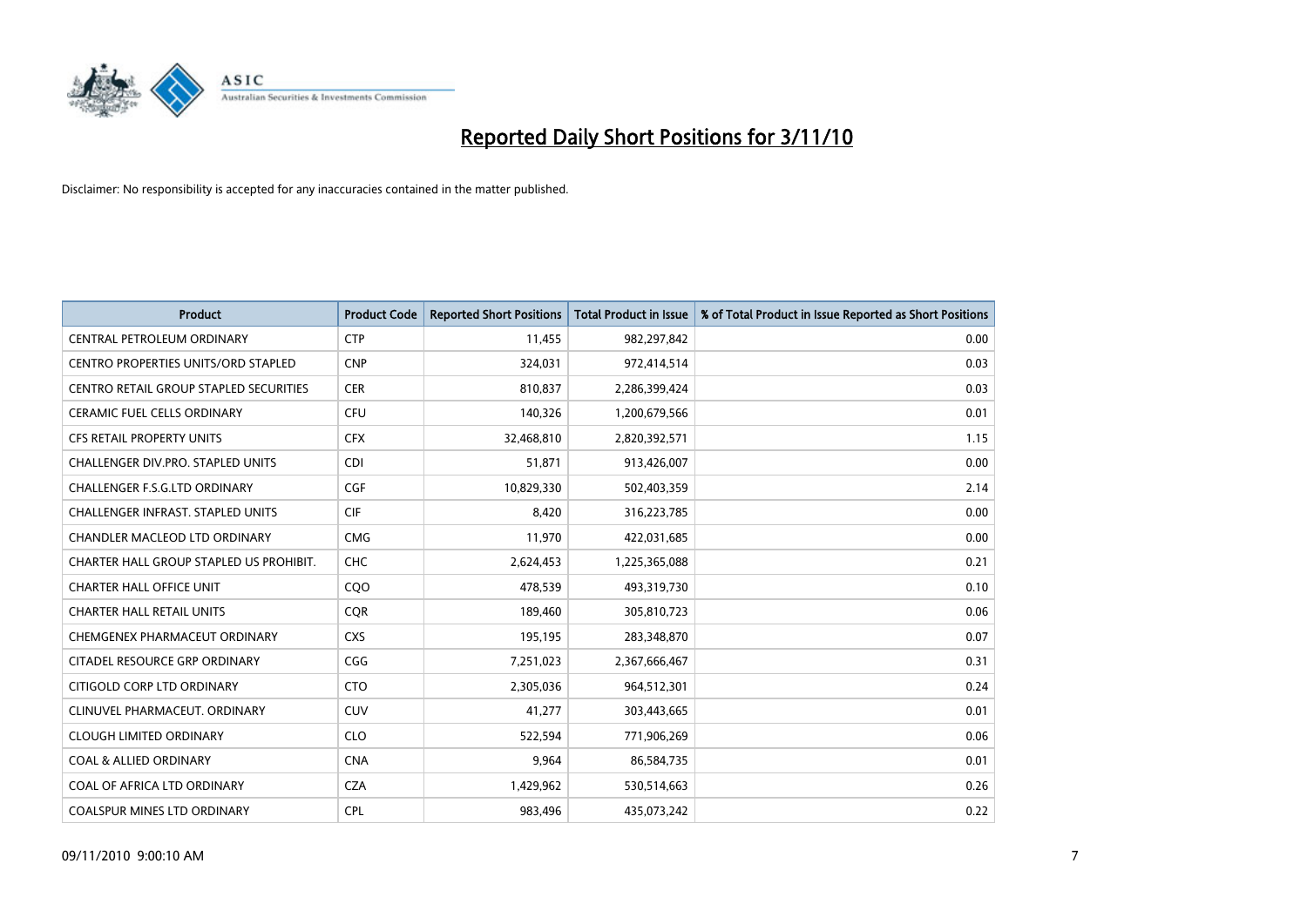# Reported Daily Short Positions for 3/11/10

Disclaimer: No responsibility is accepted for any inaccuracies contained in the matter published.

| Product | Product Code | Reported Short Positions | Total Product in Issue | % of Total Product in Issue Reported as Short Positions |
|---|---|---|---|---|
| CENTRAL PETROLEUM ORDINARY | CTP | 11,455 | 982,297,842 | 0.00 |
| CENTRO PROPERTIES UNITS/ORD STAPLED | CNP | 324,031 | 972,414,514 | 0.03 |
| CENTRO RETAIL GROUP STAPLED SECURITIES | CER | 810,837 | 2,286,399,424 | 0.03 |
| CERAMIC FUEL CELLS ORDINARY | CFU | 140,326 | 1,200,679,566 | 0.01 |
| CFS RETAIL PROPERTY UNITS | CFX | 32,468,810 | 2,820,392,571 | 1.15 |
| CHALLENGER DIV.PRO. STAPLED UNITS | CDI | 51,871 | 913,426,007 | 0.00 |
| CHALLENGER F.S.G.LTD ORDINARY | CGF | 10,829,330 | 502,403,359 | 2.14 |
| CHALLENGER INFRAST. STAPLED UNITS | CIF | 8,420 | 316,223,785 | 0.00 |
| CHANDLER MACLEOD LTD ORDINARY | CMG | 11,970 | 422,031,685 | 0.00 |
| CHARTER HALL GROUP STAPLED US PROHIBIT. | CHC | 2,624,453 | 1,225,365,088 | 0.21 |
| CHARTER HALL OFFICE UNIT | CQO | 478,539 | 493,319,730 | 0.10 |
| CHARTER HALL RETAIL UNITS | CQR | 189,460 | 305,810,723 | 0.06 |
| CHEMGENEX PHARMACEUT ORDINARY | CXS | 195,195 | 283,348,870 | 0.07 |
| CITADEL RESOURCE GRP ORDINARY | CGG | 7,251,023 | 2,367,666,467 | 0.31 |
| CITIGOLD CORP LTD ORDINARY | CTO | 2,305,036 | 964,512,301 | 0.24 |
| CLINUVEL PHARMACEUT. ORDINARY | CUV | 41,277 | 303,443,665 | 0.01 |
| CLOUGH LIMITED ORDINARY | CLO | 522,594 | 771,906,269 | 0.06 |
| COAL & ALLIED ORDINARY | CNA | 9,964 | 86,584,735 | 0.01 |
| COAL OF AFRICA LTD ORDINARY | CZA | 1,429,962 | 530,514,663 | 0.26 |
| COALSPUR MINES LTD ORDINARY | CPL | 983,496 | 435,073,242 | 0.22 |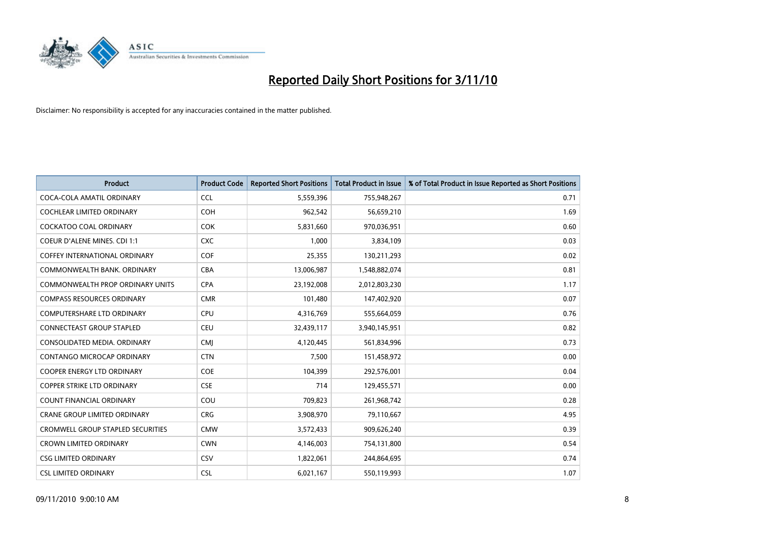# Reported Daily Short Positions for 3/11/10

Disclaimer: No responsibility is accepted for any inaccuracies contained in the matter published.

| Product | Product Code | Reported Short Positions | Total Product in Issue | % of Total Product in Issue Reported as Short Positions |
|---|---|---|---|---|
| COCA-COLA AMATIL ORDINARY | CCL | 5,559,396 | 755,948,267 | 0.71 |
| COCHLEAR LIMITED ORDINARY | COH | 962,542 | 56,659,210 | 1.69 |
| COCKATOO COAL ORDINARY | COK | 5,831,660 | 970,036,951 | 0.60 |
| COEUR D'ALENE MINES. CDI 1:1 | CXC | 1,000 | 3,834,109 | 0.03 |
| COFFEY INTERNATIONAL ORDINARY | COF | 25,355 | 130,211,293 | 0.02 |
| COMMONWEALTH BANK. ORDINARY | CBA | 13,006,987 | 1,548,882,074 | 0.81 |
| COMMONWEALTH PROP ORDINARY UNITS | CPA | 23,192,008 | 2,012,803,230 | 1.17 |
| COMPASS RESOURCES ORDINARY | CMR | 101,480 | 147,402,920 | 0.07 |
| COMPUTERSHARE LTD ORDINARY | CPU | 4,316,769 | 555,664,059 | 0.76 |
| CONNECTEAST GROUP STAPLED | CEU | 32,439,117 | 3,940,145,951 | 0.82 |
| CONSOLIDATED MEDIA. ORDINARY | CMJ | 4,120,445 | 561,834,996 | 0.73 |
| CONTANGO MICROCAP ORDINARY | CTN | 7,500 | 151,458,972 | 0.00 |
| COOPER ENERGY LTD ORDINARY | COE | 104,399 | 292,576,001 | 0.04 |
| COPPER STRIKE LTD ORDINARY | CSE | 714 | 129,455,571 | 0.00 |
| COUNT FINANCIAL ORDINARY | COU | 709,823 | 261,968,742 | 0.28 |
| CRANE GROUP LIMITED ORDINARY | CRG | 3,908,970 | 79,110,667 | 4.95 |
| CROMWELL GROUP STAPLED SECURITIES | CMW | 3,572,433 | 909,626,240 | 0.39 |
| CROWN LIMITED ORDINARY | CWN | 4,146,003 | 754,131,800 | 0.54 |
| CSG LIMITED ORDINARY | CSV | 1,822,061 | 244,864,695 | 0.74 |
| CSL LIMITED ORDINARY | CSL | 6,021,167 | 550,119,993 | 1.07 |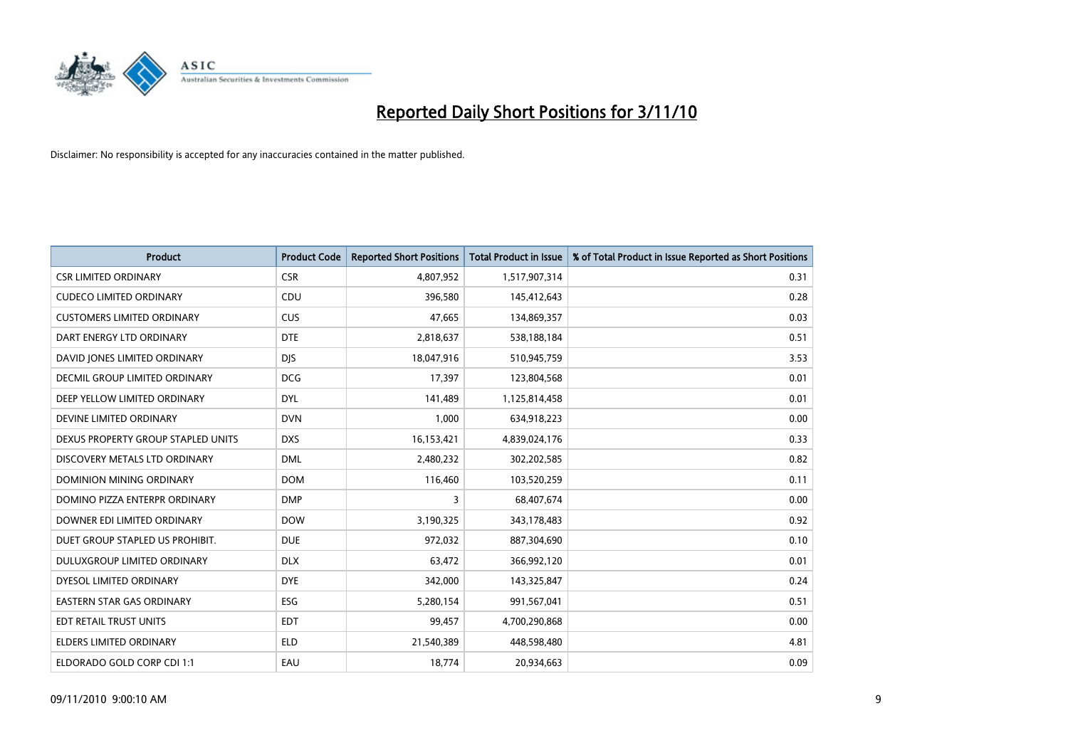# Reported Daily Short Positions for 3/11/10

Disclaimer: No responsibility is accepted for any inaccuracies contained in the matter published.

| Product | Product Code | Reported Short Positions | Total Product in Issue | % of Total Product in Issue Reported as Short Positions |
|---|---|---|---|---|
| CSR LIMITED ORDINARY | CSR | 4,807,952 | 1,517,907,314 | 0.31 |
| CUDECO LIMITED ORDINARY | CDU | 396,580 | 145,412,643 | 0.28 |
| CUSTOMERS LIMITED ORDINARY | CUS | 47,665 | 134,869,357 | 0.03 |
| DART ENERGY LTD ORDINARY | DTE | 2,818,637 | 538,188,184 | 0.51 |
| DAVID JONES LIMITED ORDINARY | DJS | 18,047,916 | 510,945,759 | 3.53 |
| DECMIL GROUP LIMITED ORDINARY | DCG | 17,397 | 123,804,568 | 0.01 |
| DEEP YELLOW LIMITED ORDINARY | DYL | 141,489 | 1,125,814,458 | 0.01 |
| DEVINE LIMITED ORDINARY | DVN | 1,000 | 634,918,223 | 0.00 |
| DEXUS PROPERTY GROUP STAPLED UNITS | DXS | 16,153,421 | 4,839,024,176 | 0.33 |
| DISCOVERY METALS LTD ORDINARY | DML | 2,480,232 | 302,202,585 | 0.82 |
| DOMINION MINING ORDINARY | DOM | 116,460 | 103,520,259 | 0.11 |
| DOMINO PIZZA ENTERPR ORDINARY | DMP | 3 | 68,407,674 | 0.00 |
| DOWNER EDI LIMITED ORDINARY | DOW | 3,190,325 | 343,178,483 | 0.92 |
| DUET GROUP STAPLED US PROHIBIT. | DUE | 972,032 | 887,304,690 | 0.10 |
| DULUXGROUP LIMITED ORDINARY | DLX | 63,472 | 366,992,120 | 0.01 |
| DYESOL LIMITED ORDINARY | DYE | 342,000 | 143,325,847 | 0.24 |
| EASTERN STAR GAS ORDINARY | ESG | 5,280,154 | 991,567,041 | 0.51 |
| EDT RETAIL TRUST UNITS | EDT | 99,457 | 4,700,290,868 | 0.00 |
| ELDERS LIMITED ORDINARY | ELD | 21,540,389 | 448,598,480 | 4.81 |
| ELDORADO GOLD CORP CDI 1:1 | EAU | 18,774 | 20,934,663 | 0.09 |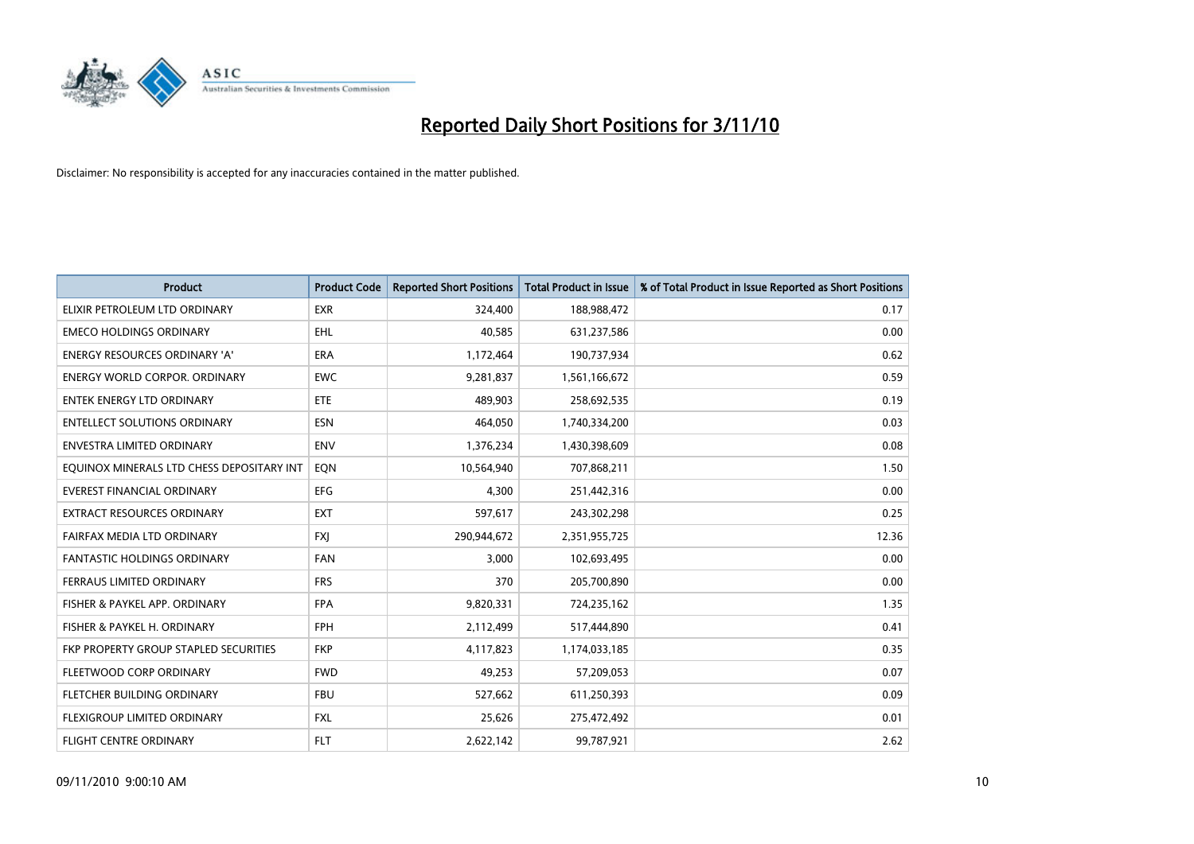# Reported Daily Short Positions for 3/11/10

Disclaimer: No responsibility is accepted for any inaccuracies contained in the matter published.

| Product | Product Code | Reported Short Positions | Total Product in Issue | % of Total Product in Issue Reported as Short Positions |
|---|---|---|---|---|
| ELIXIR PETROLEUM LTD ORDINARY | EXR | 324,400 | 188,988,472 | 0.17 |
| EMECO HOLDINGS ORDINARY | EHL | 40,585 | 631,237,586 | 0.00 |
| ENERGY RESOURCES ORDINARY 'A' | ERA | 1,172,464 | 190,737,934 | 0.62 |
| ENERGY WORLD CORPOR. ORDINARY | EWC | 9,281,837 | 1,561,166,672 | 0.59 |
| ENTEK ENERGY LTD ORDINARY | ETE | 489,903 | 258,692,535 | 0.19 |
| ENTELLECT SOLUTIONS ORDINARY | ESN | 464,050 | 1,740,334,200 | 0.03 |
| ENVESTRA LIMITED ORDINARY | ENV | 1,376,234 | 1,430,398,609 | 0.08 |
| EQUINOX MINERALS LTD CHESS DEPOSITARY INT | EQN | 10,564,940 | 707,868,211 | 1.50 |
| EVEREST FINANCIAL ORDINARY | EFG | 4,300 | 251,442,316 | 0.00 |
| EXTRACT RESOURCES ORDINARY | EXT | 597,617 | 243,302,298 | 0.25 |
| FAIRFAX MEDIA LTD ORDINARY | FXJ | 290,944,672 | 2,351,955,725 | 12.36 |
| FANTASTIC HOLDINGS ORDINARY | FAN | 3,000 | 102,693,495 | 0.00 |
| FERRAUS LIMITED ORDINARY | FRS | 370 | 205,700,890 | 0.00 |
| FISHER & PAYKEL APP. ORDINARY | FPA | 9,820,331 | 724,235,162 | 1.35 |
| FISHER & PAYKEL H. ORDINARY | FPH | 2,112,499 | 517,444,890 | 0.41 |
| FKP PROPERTY GROUP STAPLED SECURITIES | FKP | 4,117,823 | 1,174,033,185 | 0.35 |
| FLEETWOOD CORP ORDINARY | FWD | 49,253 | 57,209,053 | 0.07 |
| FLETCHER BUILDING ORDINARY | FBU | 527,662 | 611,250,393 | 0.09 |
| FLEXIGROUP LIMITED ORDINARY | FXL | 25,626 | 275,472,492 | 0.01 |
| FLIGHT CENTRE ORDINARY | FLT | 2,622,142 | 99,787,921 | 2.62 |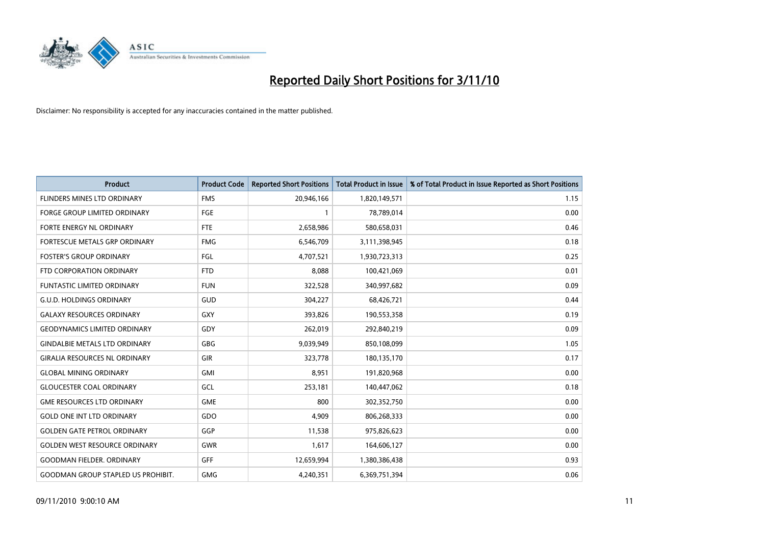# Reported Daily Short Positions for 3/11/10

Disclaimer: No responsibility is accepted for any inaccuracies contained in the matter published.

| Product | Product Code | Reported Short Positions | Total Product in Issue | % of Total Product in Issue Reported as Short Positions |
|---|---|---|---|---|
| FLINDERS MINES LTD ORDINARY | FMS | 20,946,166 | 1,820,149,571 | 1.15 |
| FORGE GROUP LIMITED ORDINARY | FGE | 1 | 78,789,014 | 0.00 |
| FORTE ENERGY NL ORDINARY | FTE | 2,658,986 | 580,658,031 | 0.46 |
| FORTESCUE METALS GRP ORDINARY | FMG | 6,546,709 | 3,111,398,945 | 0.18 |
| FOSTER'S GROUP ORDINARY | FGL | 4,707,521 | 1,930,723,313 | 0.25 |
| FTD CORPORATION ORDINARY | FTD | 8,088 | 100,421,069 | 0.01 |
| FUNTASTIC LIMITED ORDINARY | FUN | 322,528 | 340,997,682 | 0.09 |
| G.U.D. HOLDINGS ORDINARY | GUD | 304,227 | 68,426,721 | 0.44 |
| GALAXY RESOURCES ORDINARY | GXY | 393,826 | 190,553,358 | 0.19 |
| GEODYNAMICS LIMITED ORDINARY | GDY | 262,019 | 292,840,219 | 0.09 |
| GINDALBIE METALS LTD ORDINARY | GBG | 9,039,949 | 850,108,099 | 1.05 |
| GIRALIA RESOURCES NL ORDINARY | GIR | 323,778 | 180,135,170 | 0.17 |
| GLOBAL MINING ORDINARY | GMI | 8,951 | 191,820,968 | 0.00 |
| GLOUCESTER COAL ORDINARY | GCL | 253,181 | 140,447,062 | 0.18 |
| GME RESOURCES LTD ORDINARY | GME | 800 | 302,352,750 | 0.00 |
| GOLD ONE INT LTD ORDINARY | GDO | 4,909 | 806,268,333 | 0.00 |
| GOLDEN GATE PETROL ORDINARY | GGP | 11,538 | 975,826,623 | 0.00 |
| GOLDEN WEST RESOURCE ORDINARY | GWR | 1,617 | 164,606,127 | 0.00 |
| GOODMAN FIELDER. ORDINARY | GFF | 12,659,994 | 1,380,386,438 | 0.93 |
| GOODMAN GROUP STAPLED US PROHIBIT. | GMG | 4,240,351 | 6,369,751,394 | 0.06 |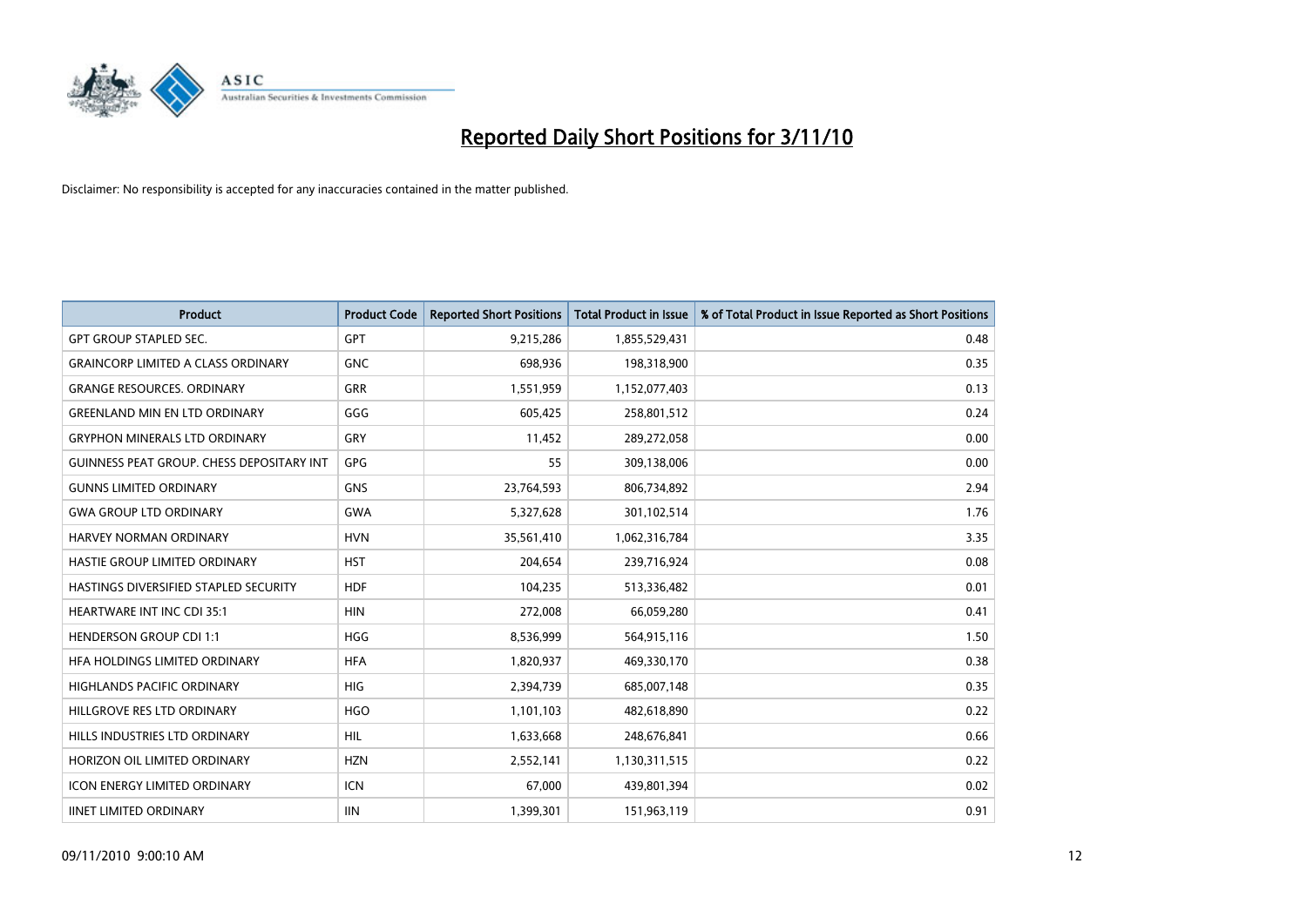# Reported Daily Short Positions for 3/11/10

Disclaimer: No responsibility is accepted for any inaccuracies contained in the matter published.

| Product | Product Code | Reported Short Positions | Total Product in Issue | % of Total Product in Issue Reported as Short Positions |
|---|---|---|---|---|
| GPT GROUP STAPLED SEC. | GPT | 9,215,286 | 1,855,529,431 | 0.48 |
| GRAINCORP LIMITED A CLASS ORDINARY | GNC | 698,936 | 198,318,900 | 0.35 |
| GRANGE RESOURCES. ORDINARY | GRR | 1,551,959 | 1,152,077,403 | 0.13 |
| GREENLAND MIN EN LTD ORDINARY | GGG | 605,425 | 258,801,512 | 0.24 |
| GRYPHON MINERALS LTD ORDINARY | GRY | 11,452 | 289,272,058 | 0.00 |
| GUINNESS PEAT GROUP. CHESS DEPOSITARY INT | GPG | 55 | 309,138,006 | 0.00 |
| GUNNS LIMITED ORDINARY | GNS | 23,764,593 | 806,734,892 | 2.94 |
| GWA GROUP LTD ORDINARY | GWA | 5,327,628 | 301,102,514 | 1.76 |
| HARVEY NORMAN ORDINARY | HVN | 35,561,410 | 1,062,316,784 | 3.35 |
| HASTIE GROUP LIMITED ORDINARY | HST | 204,654 | 239,716,924 | 0.08 |
| HASTINGS DIVERSIFIED STAPLED SECURITY | HDF | 104,235 | 513,336,482 | 0.01 |
| HEARTWARE INT INC CDI 35:1 | HIN | 272,008 | 66,059,280 | 0.41 |
| HENDERSON GROUP CDI 1:1 | HGG | 8,536,999 | 564,915,116 | 1.50 |
| HFA HOLDINGS LIMITED ORDINARY | HFA | 1,820,937 | 469,330,170 | 0.38 |
| HIGHLANDS PACIFIC ORDINARY | HIG | 2,394,739 | 685,007,148 | 0.35 |
| HILLGROVE RES LTD ORDINARY | HGO | 1,101,103 | 482,618,890 | 0.22 |
| HILLS INDUSTRIES LTD ORDINARY | HIL | 1,633,668 | 248,676,841 | 0.66 |
| HORIZON OIL LIMITED ORDINARY | HZN | 2,552,141 | 1,130,311,515 | 0.22 |
| ICON ENERGY LIMITED ORDINARY | ICN | 67,000 | 439,801,394 | 0.02 |
| IINET LIMITED ORDINARY | IIN | 1,399,301 | 151,963,119 | 0.91 |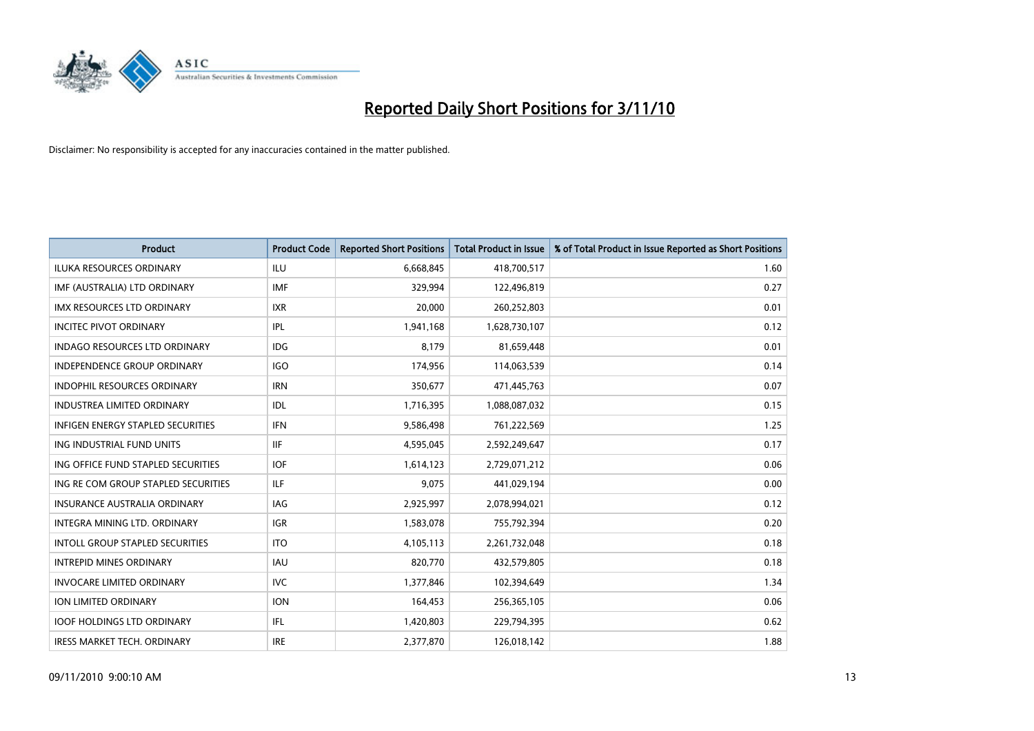# Reported Daily Short Positions for 3/11/10

Disclaimer: No responsibility is accepted for any inaccuracies contained in the matter published.

| Product | Product Code | Reported Short Positions | Total Product in Issue | % of Total Product in Issue Reported as Short Positions |
|---|---|---|---|---|
| ILUKA RESOURCES ORDINARY | ILU | 6,668,845 | 418,700,517 | 1.60 |
| IMF (AUSTRALIA) LTD ORDINARY | IMF | 329,994 | 122,496,819 | 0.27 |
| IMX RESOURCES LTD ORDINARY | IXR | 20,000 | 260,252,803 | 0.01 |
| INCITEC PIVOT ORDINARY | IPL | 1,941,168 | 1,628,730,107 | 0.12 |
| INDAGO RESOURCES LTD ORDINARY | IDG | 8,179 | 81,659,448 | 0.01 |
| INDEPENDENCE GROUP ORDINARY | IGO | 174,956 | 114,063,539 | 0.14 |
| INDOPHIL RESOURCES ORDINARY | IRN | 350,677 | 471,445,763 | 0.07 |
| INDUSTREA LIMITED ORDINARY | IDL | 1,716,395 | 1,088,087,032 | 0.15 |
| INFIGEN ENERGY STAPLED SECURITIES | IFN | 9,586,498 | 761,222,569 | 1.25 |
| ING INDUSTRIAL FUND UNITS | IIF | 4,595,045 | 2,592,249,647 | 0.17 |
| ING OFFICE FUND STAPLED SECURITIES | IOF | 1,614,123 | 2,729,071,212 | 0.06 |
| ING RE COM GROUP STAPLED SECURITIES | ILF | 9,075 | 441,029,194 | 0.00 |
| INSURANCE AUSTRALIA ORDINARY | IAG | 2,925,997 | 2,078,994,021 | 0.12 |
| INTEGRA MINING LTD. ORDINARY | IGR | 1,583,078 | 755,792,394 | 0.20 |
| INTOLL GROUP STAPLED SECURITIES | ITO | 4,105,113 | 2,261,732,048 | 0.18 |
| INTREPID MINES ORDINARY | IAU | 820,770 | 432,579,805 | 0.18 |
| INVOCARE LIMITED ORDINARY | IVC | 1,377,846 | 102,394,649 | 1.34 |
| ION LIMITED ORDINARY | ION | 164,453 | 256,365,105 | 0.06 |
| IOOF HOLDINGS LTD ORDINARY | IFL | 1,420,803 | 229,794,395 | 0.62 |
| IRESS MARKET TECH. ORDINARY | IRE | 2,377,870 | 126,018,142 | 1.88 |

09/11/2010 9:00:10 AM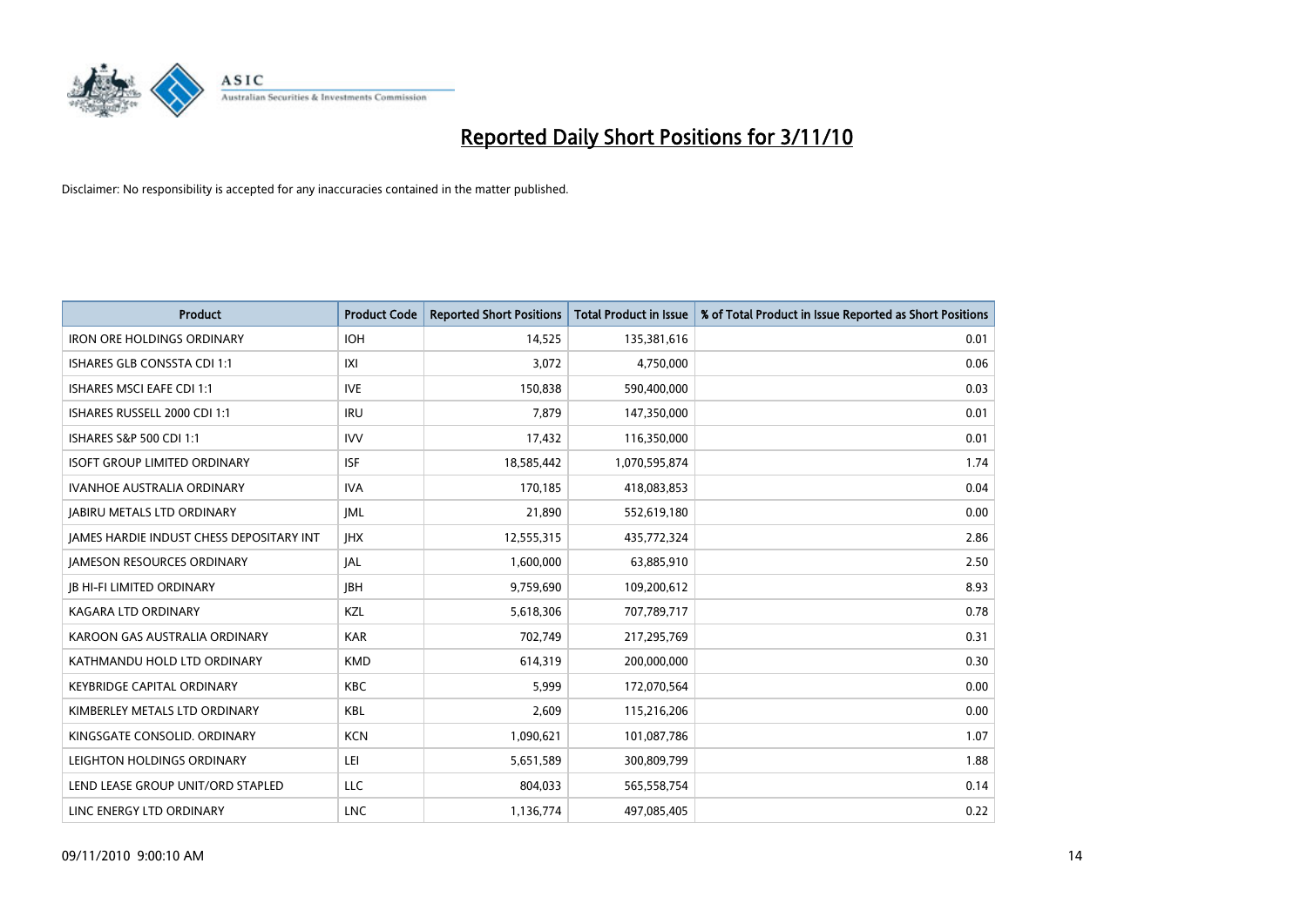# Reported Daily Short Positions for 3/11/10

Disclaimer: No responsibility is accepted for any inaccuracies contained in the matter published.

| Product | Product Code | Reported Short Positions | Total Product in Issue | % of Total Product in Issue Reported as Short Positions |
|---|---|---|---|---|
| IRON ORE HOLDINGS ORDINARY | IOH | 14,525 | 135,381,616 | 0.01 |
| ISHARES GLB CONSSTA CDI 1:1 | IXI | 3,072 | 4,750,000 | 0.06 |
| ISHARES MSCI EAFE CDI 1:1 | IVE | 150,838 | 590,400,000 | 0.03 |
| ISHARES RUSSELL 2000 CDI 1:1 | IRU | 7,879 | 147,350,000 | 0.01 |
| ISHARES S&P 500 CDI 1:1 | IVV | 17,432 | 116,350,000 | 0.01 |
| ISOFT GROUP LIMITED ORDINARY | ISF | 18,585,442 | 1,070,595,874 | 1.74 |
| IVANHOE AUSTRALIA ORDINARY | IVA | 170,185 | 418,083,853 | 0.04 |
| JABIRU METALS LTD ORDINARY | JML | 21,890 | 552,619,180 | 0.00 |
| JAMES HARDIE INDUST CHESS DEPOSITARY INT | JHX | 12,555,315 | 435,772,324 | 2.86 |
| JAMESON RESOURCES ORDINARY | JAL | 1,600,000 | 63,885,910 | 2.50 |
| JB HI-FI LIMITED ORDINARY | JBH | 9,759,690 | 109,200,612 | 8.93 |
| KAGARA LTD ORDINARY | KZL | 5,618,306 | 707,789,717 | 0.78 |
| KAROON GAS AUSTRALIA ORDINARY | KAR | 702,749 | 217,295,769 | 0.31 |
| KATHMANDU HOLD LTD ORDINARY | KMD | 614,319 | 200,000,000 | 0.30 |
| KEYBRIDGE CAPITAL ORDINARY | KBC | 5,999 | 172,070,564 | 0.00 |
| KIMBERLEY METALS LTD ORDINARY | KBL | 2,609 | 115,216,206 | 0.00 |
| KINGSGATE CONSOLID. ORDINARY | KCN | 1,090,621 | 101,087,786 | 1.07 |
| LEIGHTON HOLDINGS ORDINARY | LEI | 5,651,589 | 300,809,799 | 1.88 |
| LEND LEASE GROUP UNIT/ORD STAPLED | LLC | 804,033 | 565,558,754 | 0.14 |
| LINC ENERGY LTD ORDINARY | LNC | 1,136,774 | 497,085,405 | 0.22 |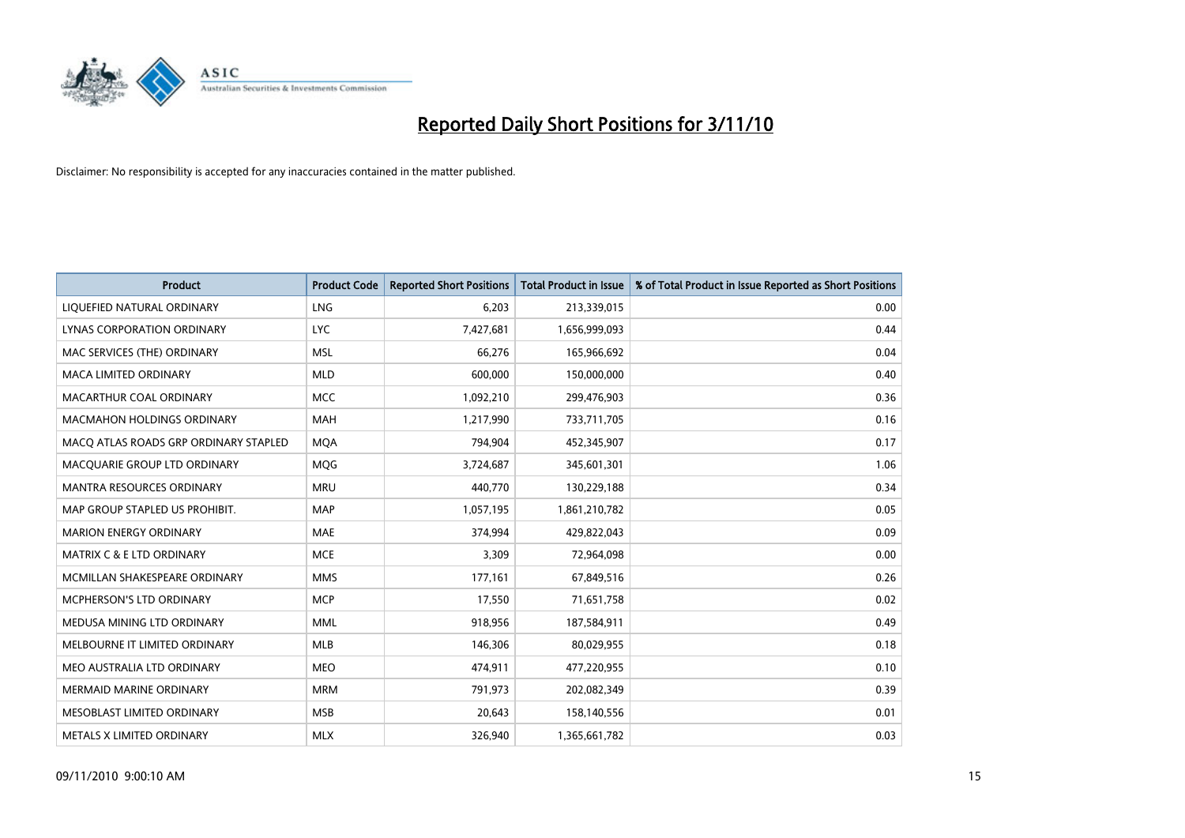# Reported Daily Short Positions for 3/11/10

Disclaimer: No responsibility is accepted for any inaccuracies contained in the matter published.

| Product | Product Code | Reported Short Positions | Total Product in Issue | % of Total Product in Issue Reported as Short Positions |
|---|---|---|---|---|
| LIQUEFIED NATURAL ORDINARY | LNG | 6,203 | 213,339,015 | 0.00 |
| LYNAS CORPORATION ORDINARY | LYC | 7,427,681 | 1,656,999,093 | 0.44 |
| MAC SERVICES (THE) ORDINARY | MSL | 66,276 | 165,966,692 | 0.04 |
| MACA LIMITED ORDINARY | MLD | 600,000 | 150,000,000 | 0.40 |
| MACARTHUR COAL ORDINARY | MCC | 1,092,210 | 299,476,903 | 0.36 |
| MACMAHON HOLDINGS ORDINARY | MAH | 1,217,990 | 733,711,705 | 0.16 |
| MACQ ATLAS ROADS GRP ORDINARY STAPLED | MQA | 794,904 | 452,345,907 | 0.17 |
| MACQUARIE GROUP LTD ORDINARY | MQG | 3,724,687 | 345,601,301 | 1.06 |
| MANTRA RESOURCES ORDINARY | MRU | 440,770 | 130,229,188 | 0.34 |
| MAP GROUP STAPLED US PROHIBIT. | MAP | 1,057,195 | 1,861,210,782 | 0.05 |
| MARION ENERGY ORDINARY | MAE | 374,994 | 429,822,043 | 0.09 |
| MATRIX C & E LTD ORDINARY | MCE | 3,309 | 72,964,098 | 0.00 |
| MCMILLAN SHAKESPEARE ORDINARY | MMS | 177,161 | 67,849,516 | 0.26 |
| MCPHERSON'S LTD ORDINARY | MCP | 17,550 | 71,651,758 | 0.02 |
| MEDUSA MINING LTD ORDINARY | MML | 918,956 | 187,584,911 | 0.49 |
| MELBOURNE IT LIMITED ORDINARY | MLB | 146,306 | 80,029,955 | 0.18 |
| MEO AUSTRALIA LTD ORDINARY | MEO | 474,911 | 477,220,955 | 0.10 |
| MERMAID MARINE ORDINARY | MRM | 791,973 | 202,082,349 | 0.39 |
| MESOBLAST LIMITED ORDINARY | MSB | 20,643 | 158,140,556 | 0.01 |
| METALS X LIMITED ORDINARY | MLX | 326,940 | 1,365,661,782 | 0.03 |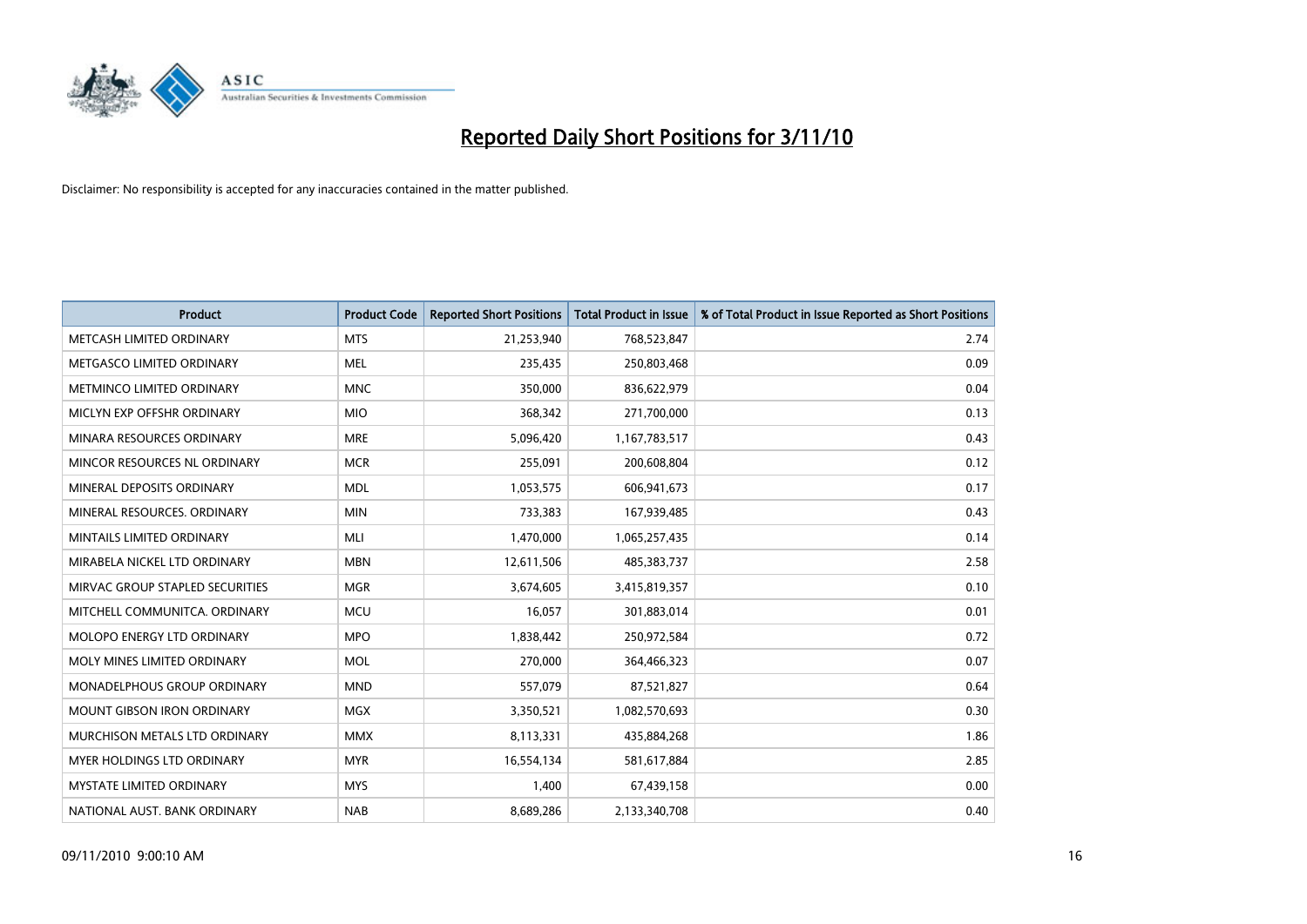# Reported Daily Short Positions for 3/11/10

Disclaimer: No responsibility is accepted for any inaccuracies contained in the matter published.

| Product | Product Code | Reported Short Positions | Total Product in Issue | % of Total Product in Issue Reported as Short Positions |
|---|---|---|---|---|
| METCASH LIMITED ORDINARY | MTS | 21,253,940 | 768,523,847 | 2.74 |
| METGASCO LIMITED ORDINARY | MEL | 235,435 | 250,803,468 | 0.09 |
| METMINCO LIMITED ORDINARY | MNC | 350,000 | 836,622,979 | 0.04 |
| MICLYN EXP OFFSHR ORDINARY | MIO | 368,342 | 271,700,000 | 0.13 |
| MINARA RESOURCES ORDINARY | MRE | 5,096,420 | 1,167,783,517 | 0.43 |
| MINCOR RESOURCES NL ORDINARY | MCR | 255,091 | 200,608,804 | 0.12 |
| MINERAL DEPOSITS ORDINARY | MDL | 1,053,575 | 606,941,673 | 0.17 |
| MINERAL RESOURCES. ORDINARY | MIN | 733,383 | 167,939,485 | 0.43 |
| MINTAILS LIMITED ORDINARY | MLI | 1,470,000 | 1,065,257,435 | 0.14 |
| MIRABELA NICKEL LTD ORDINARY | MBN | 12,611,506 | 485,383,737 | 2.58 |
| MIRVAC GROUP STAPLED SECURITIES | MGR | 3,674,605 | 3,415,819,357 | 0.10 |
| MITCHELL COMMUNITCA. ORDINARY | MCU | 16,057 | 301,883,014 | 0.01 |
| MOLOPO ENERGY LTD ORDINARY | MPO | 1,838,442 | 250,972,584 | 0.72 |
| MOLY MINES LIMITED ORDINARY | MOL | 270,000 | 364,466,323 | 0.07 |
| MONADELPHOUS GROUP ORDINARY | MND | 557,079 | 87,521,827 | 0.64 |
| MOUNT GIBSON IRON ORDINARY | MGX | 3,350,521 | 1,082,570,693 | 0.30 |
| MURCHISON METALS LTD ORDINARY | MMX | 8,113,331 | 435,884,268 | 1.86 |
| MYER HOLDINGS LTD ORDINARY | MYR | 16,554,134 | 581,617,884 | 2.85 |
| MYSTATE LIMITED ORDINARY | MYS | 1,400 | 67,439,158 | 0.00 |
| NATIONAL AUST. BANK ORDINARY | NAB | 8,689,286 | 2,133,340,708 | 0.40 |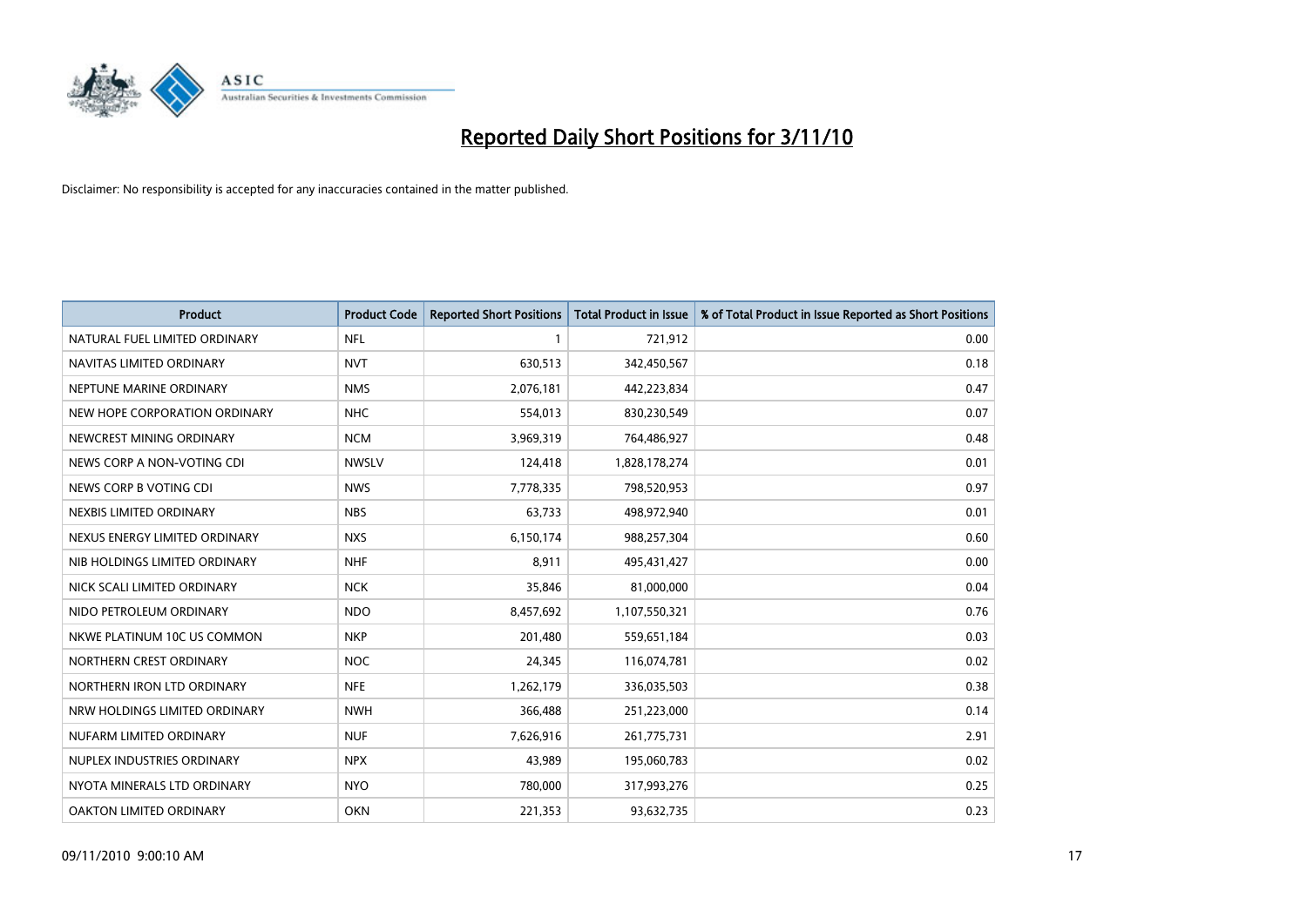# Reported Daily Short Positions for 3/11/10

Disclaimer: No responsibility is accepted for any inaccuracies contained in the matter published.

| Product | Product Code | Reported Short Positions | Total Product in Issue | % of Total Product in Issue Reported as Short Positions |
|---|---|---|---|---|
| NATURAL FUEL LIMITED ORDINARY | NFL | 1 | 721,912 | 0.00 |
| NAVITAS LIMITED ORDINARY | NVT | 630,513 | 342,450,567 | 0.18 |
| NEPTUNE MARINE ORDINARY | NMS | 2,076,181 | 442,223,834 | 0.47 |
| NEW HOPE CORPORATION ORDINARY | NHC | 554,013 | 830,230,549 | 0.07 |
| NEWCREST MINING ORDINARY | NCM | 3,969,319 | 764,486,927 | 0.48 |
| NEWS CORP A NON-VOTING CDI | NWSLV | 124,418 | 1,828,178,274 | 0.01 |
| NEWS CORP B VOTING CDI | NWS | 7,778,335 | 798,520,953 | 0.97 |
| NEXBIS LIMITED ORDINARY | NBS | 63,733 | 498,972,940 | 0.01 |
| NEXUS ENERGY LIMITED ORDINARY | NXS | 6,150,174 | 988,257,304 | 0.60 |
| NIB HOLDINGS LIMITED ORDINARY | NHF | 8,911 | 495,431,427 | 0.00 |
| NICK SCALI LIMITED ORDINARY | NCK | 35,846 | 81,000,000 | 0.04 |
| NIDO PETROLEUM ORDINARY | NDO | 8,457,692 | 1,107,550,321 | 0.76 |
| NKWE PLATINUM 10C US COMMON | NKP | 201,480 | 559,651,184 | 0.03 |
| NORTHERN CREST ORDINARY | NOC | 24,345 | 116,074,781 | 0.02 |
| NORTHERN IRON LTD ORDINARY | NFE | 1,262,179 | 336,035,503 | 0.38 |
| NRW HOLDINGS LIMITED ORDINARY | NWH | 366,488 | 251,223,000 | 0.14 |
| NUFARM LIMITED ORDINARY | NUF | 7,626,916 | 261,775,731 | 2.91 |
| NUPLEX INDUSTRIES ORDINARY | NPX | 43,989 | 195,060,783 | 0.02 |
| NYOTA MINERALS LTD ORDINARY | NYO | 780,000 | 317,993,276 | 0.25 |
| OAKTON LIMITED ORDINARY | OKN | 221,353 | 93,632,735 | 0.23 |

09/11/2010 9:00:10 AM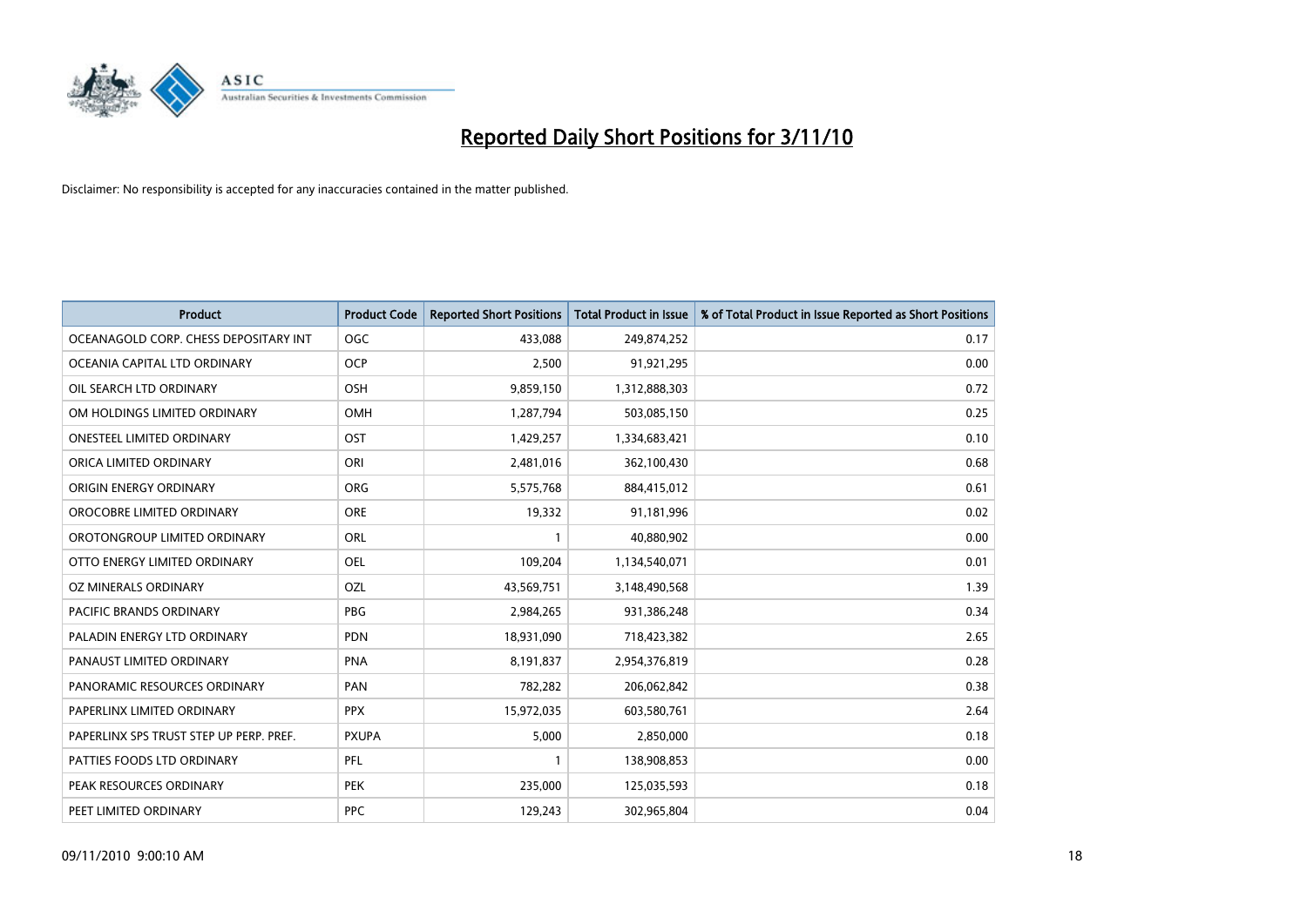# Reported Daily Short Positions for 3/11/10

Disclaimer: No responsibility is accepted for any inaccuracies contained in the matter published.

| Product | Product Code | Reported Short Positions | Total Product in Issue | % of Total Product in Issue Reported as Short Positions |
|---|---|---|---|---|
| OCEANAGOLD CORP. CHESS DEPOSITARY INT | OGC | 433,088 | 249,874,252 | 0.17 |
| OCEANIA CAPITAL LTD ORDINARY | OCP | 2,500 | 91,921,295 | 0.00 |
| OIL SEARCH LTD ORDINARY | OSH | 9,859,150 | 1,312,888,303 | 0.72 |
| OM HOLDINGS LIMITED ORDINARY | OMH | 1,287,794 | 503,085,150 | 0.25 |
| ONESTEEL LIMITED ORDINARY | OST | 1,429,257 | 1,334,683,421 | 0.10 |
| ORICA LIMITED ORDINARY | ORI | 2,481,016 | 362,100,430 | 0.68 |
| ORIGIN ENERGY ORDINARY | ORG | 5,575,768 | 884,415,012 | 0.61 |
| OROCOBRE LIMITED ORDINARY | ORE | 19,332 | 91,181,996 | 0.02 |
| OROTONGROUP LIMITED ORDINARY | ORL | 1 | 40,880,902 | 0.00 |
| OTTO ENERGY LIMITED ORDINARY | OEL | 109,204 | 1,134,540,071 | 0.01 |
| OZ MINERALS ORDINARY | OZL | 43,569,751 | 3,148,490,568 | 1.39 |
| PACIFIC BRANDS ORDINARY | PBG | 2,984,265 | 931,386,248 | 0.34 |
| PALADIN ENERGY LTD ORDINARY | PDN | 18,931,090 | 718,423,382 | 2.65 |
| PANAUST LIMITED ORDINARY | PNA | 8,191,837 | 2,954,376,819 | 0.28 |
| PANORAMIC RESOURCES ORDINARY | PAN | 782,282 | 206,062,842 | 0.38 |
| PAPERLINX LIMITED ORDINARY | PPX | 15,972,035 | 603,580,761 | 2.64 |
| PAPERLINX SPS TRUST STEP UP PERP. PREF. | PXUPA | 5,000 | 2,850,000 | 0.18 |
| PATTIES FOODS LTD ORDINARY | PFL | 1 | 138,908,853 | 0.00 |
| PEAK RESOURCES ORDINARY | PEK | 235,000 | 125,035,593 | 0.18 |
| PEET LIMITED ORDINARY | PPC | 129,243 | 302,965,804 | 0.04 |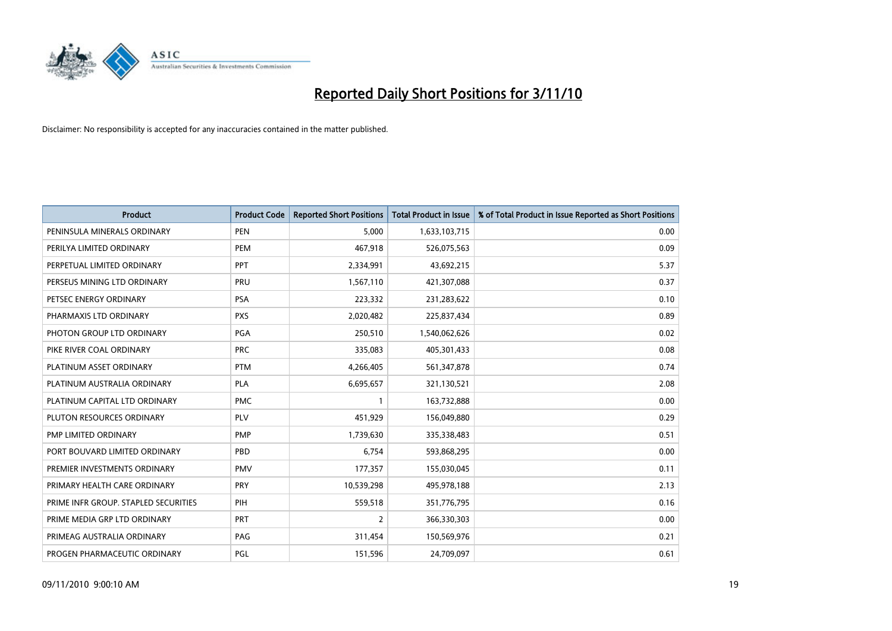# Reported Daily Short Positions for 3/11/10

Disclaimer: No responsibility is accepted for any inaccuracies contained in the matter published.

| Product | Product Code | Reported Short Positions | Total Product in Issue | % of Total Product in Issue Reported as Short Positions |
|---|---|---|---|---|
| PENINSULA MINERALS ORDINARY | PEN | 5,000 | 1,633,103,715 | 0.00 |
| PERILYA LIMITED ORDINARY | PEM | 467,918 | 526,075,563 | 0.09 |
| PERPETUAL LIMITED ORDINARY | PPT | 2,334,991 | 43,692,215 | 5.37 |
| PERSEUS MINING LTD ORDINARY | PRU | 1,567,110 | 421,307,088 | 0.37 |
| PETSEC ENERGY ORDINARY | PSA | 223,332 | 231,283,622 | 0.10 |
| PHARMAXIS LTD ORDINARY | PXS | 2,020,482 | 225,837,434 | 0.89 |
| PHOTON GROUP LTD ORDINARY | PGA | 250,510 | 1,540,062,626 | 0.02 |
| PIKE RIVER COAL ORDINARY | PRC | 335,083 | 405,301,433 | 0.08 |
| PLATINUM ASSET ORDINARY | PTM | 4,266,405 | 561,347,878 | 0.74 |
| PLATINUM AUSTRALIA ORDINARY | PLA | 6,695,657 | 321,130,521 | 2.08 |
| PLATINUM CAPITAL LTD ORDINARY | PMC | 1 | 163,732,888 | 0.00 |
| PLUTON RESOURCES ORDINARY | PLV | 451,929 | 156,049,880 | 0.29 |
| PMP LIMITED ORDINARY | PMP | 1,739,630 | 335,338,483 | 0.51 |
| PORT BOUVARD LIMITED ORDINARY | PBD | 6,754 | 593,868,295 | 0.00 |
| PREMIER INVESTMENTS ORDINARY | PMV | 177,357 | 155,030,045 | 0.11 |
| PRIMARY HEALTH CARE ORDINARY | PRY | 10,539,298 | 495,978,188 | 2.13 |
| PRIME INFR GROUP. STAPLED SECURITIES | PIH | 559,518 | 351,776,795 | 0.16 |
| PRIME MEDIA GRP LTD ORDINARY | PRT | 2 | 366,330,303 | 0.00 |
| PRIMEAG AUSTRALIA ORDINARY | PAG | 311,454 | 150,569,976 | 0.21 |
| PROGEN PHARMACEUTIC ORDINARY | PGL | 151,596 | 24,709,097 | 0.61 |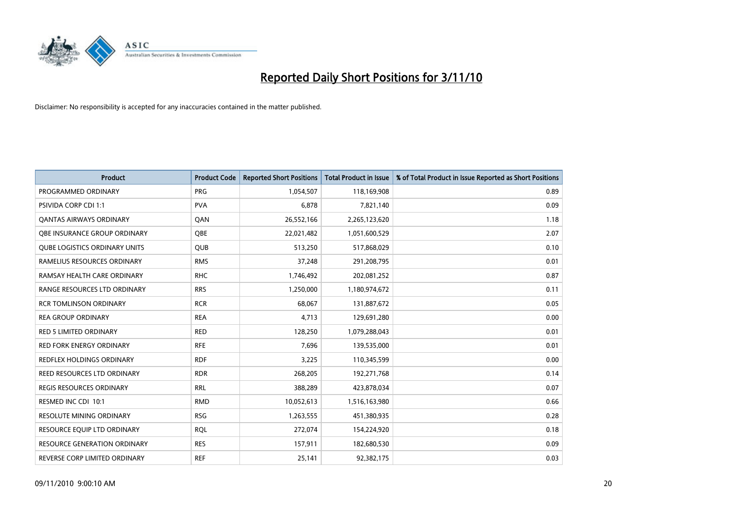# Reported Daily Short Positions for 3/11/10

Disclaimer: No responsibility is accepted for any inaccuracies contained in the matter published.

| Product | Product Code | Reported Short Positions | Total Product in Issue | % of Total Product in Issue Reported as Short Positions |
|---|---|---|---|---|
| PROGRAMMED ORDINARY | PRG | 1,054,507 | 118,169,908 | 0.89 |
| PSIVIDA CORP CDI 1:1 | PVA | 6,878 | 7,821,140 | 0.09 |
| QANTAS AIRWAYS ORDINARY | QAN | 26,552,166 | 2,265,123,620 | 1.18 |
| QBE INSURANCE GROUP ORDINARY | QBE | 22,021,482 | 1,051,600,529 | 2.07 |
| QUBE LOGISTICS ORDINARY UNITS | QUB | 513,250 | 517,868,029 | 0.10 |
| RAMELIUS RESOURCES ORDINARY | RMS | 37,248 | 291,208,795 | 0.01 |
| RAMSAY HEALTH CARE ORDINARY | RHC | 1,746,492 | 202,081,252 | 0.87 |
| RANGE RESOURCES LTD ORDINARY | RRS | 1,250,000 | 1,180,974,672 | 0.11 |
| RCR TOMLINSON ORDINARY | RCR | 68,067 | 131,887,672 | 0.05 |
| REA GROUP ORDINARY | REA | 4,713 | 129,691,280 | 0.00 |
| RED 5 LIMITED ORDINARY | RED | 128,250 | 1,079,288,043 | 0.01 |
| RED FORK ENERGY ORDINARY | RFE | 7,696 | 139,535,000 | 0.01 |
| REDFLEX HOLDINGS ORDINARY | RDF | 3,225 | 110,345,599 | 0.00 |
| REED RESOURCES LTD ORDINARY | RDR | 268,205 | 192,271,768 | 0.14 |
| REGIS RESOURCES ORDINARY | RRL | 388,289 | 423,878,034 | 0.07 |
| RESMED INC CDI 10:1 | RMD | 10,052,613 | 1,516,163,980 | 0.66 |
| RESOLUTE MINING ORDINARY | RSG | 1,263,555 | 451,380,935 | 0.28 |
| RESOURCE EQUIP LTD ORDINARY | RQL | 272,074 | 154,224,920 | 0.18 |
| RESOURCE GENERATION ORDINARY | RES | 157,911 | 182,680,530 | 0.09 |
| REVERSE CORP LIMITED ORDINARY | REF | 25,141 | 92,382,175 | 0.03 |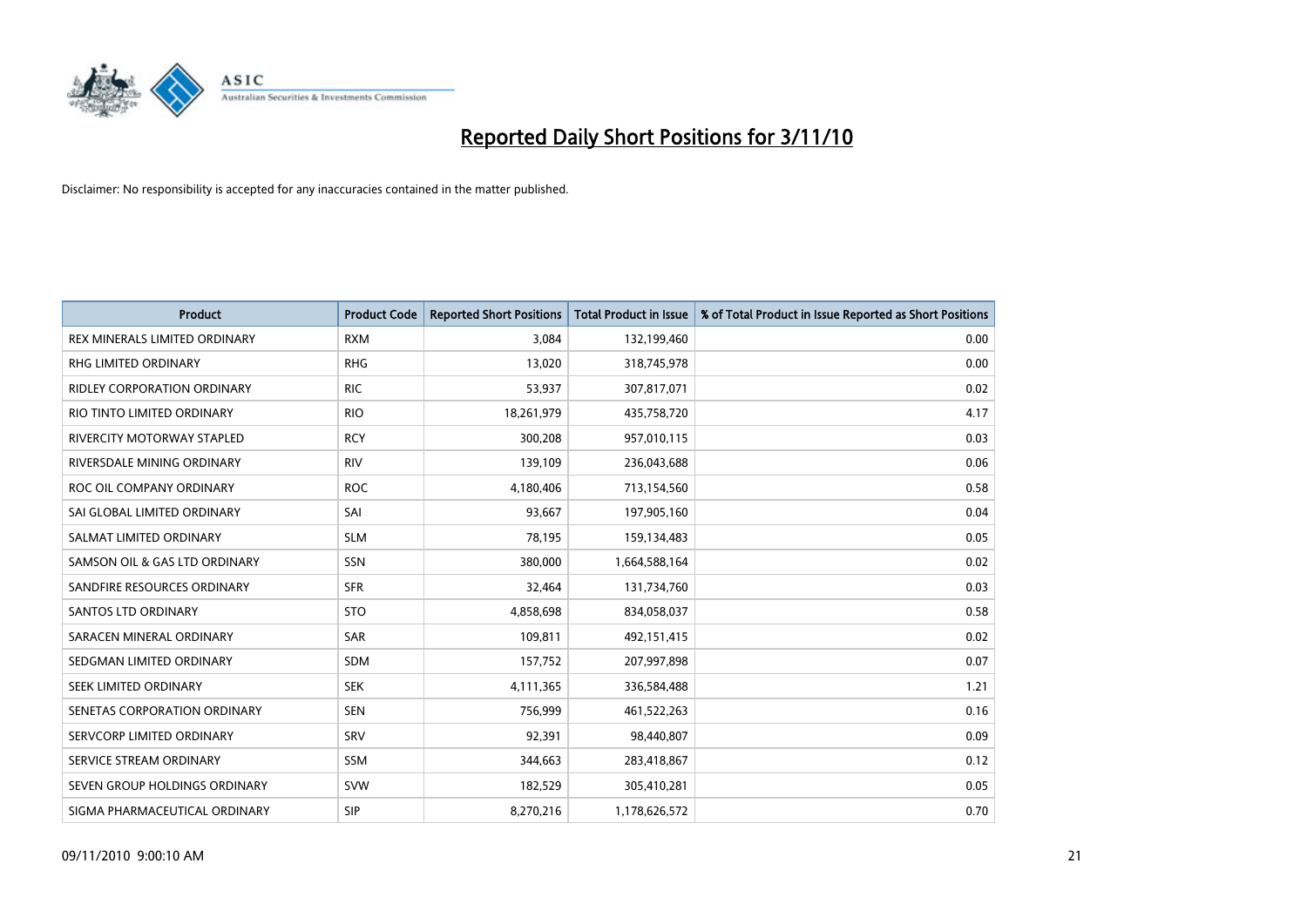# Reported Daily Short Positions for 3/11/10

Disclaimer: No responsibility is accepted for any inaccuracies contained in the matter published.

| Product | Product Code | Reported Short Positions | Total Product in Issue | % of Total Product in Issue Reported as Short Positions |
|---|---|---|---|---|
| REX MINERALS LIMITED ORDINARY | RXM | 3,084 | 132,199,460 | 0.00 |
| RHG LIMITED ORDINARY | RHG | 13,020 | 318,745,978 | 0.00 |
| RIDLEY CORPORATION ORDINARY | RIC | 53,937 | 307,817,071 | 0.02 |
| RIO TINTO LIMITED ORDINARY | RIO | 18,261,979 | 435,758,720 | 4.17 |
| RIVERCITY MOTORWAY STAPLED | RCY | 300,208 | 957,010,115 | 0.03 |
| RIVERSDALE MINING ORDINARY | RIV | 139,109 | 236,043,688 | 0.06 |
| ROC OIL COMPANY ORDINARY | ROC | 4,180,406 | 713,154,560 | 0.58 |
| SAI GLOBAL LIMITED ORDINARY | SAI | 93,667 | 197,905,160 | 0.04 |
| SALMAT LIMITED ORDINARY | SLM | 78,195 | 159,134,483 | 0.05 |
| SAMSON OIL & GAS LTD ORDINARY | SSN | 380,000 | 1,664,588,164 | 0.02 |
| SANDFIRE RESOURCES ORDINARY | SFR | 32,464 | 131,734,760 | 0.03 |
| SANTOS LTD ORDINARY | STO | 4,858,698 | 834,058,037 | 0.58 |
| SARACEN MINERAL ORDINARY | SAR | 109,811 | 492,151,415 | 0.02 |
| SEDGMAN LIMITED ORDINARY | SDM | 157,752 | 207,997,898 | 0.07 |
| SEEK LIMITED ORDINARY | SEK | 4,111,365 | 336,584,488 | 1.21 |
| SENETAS CORPORATION ORDINARY | SEN | 756,999 | 461,522,263 | 0.16 |
| SERVCORP LIMITED ORDINARY | SRV | 92,391 | 98,440,807 | 0.09 |
| SERVICE STREAM ORDINARY | SSM | 344,663 | 283,418,867 | 0.12 |
| SEVEN GROUP HOLDINGS ORDINARY | SVW | 182,529 | 305,410,281 | 0.05 |
| SIGMA PHARMACEUTICAL ORDINARY | SIP | 8,270,216 | 1,178,626,572 | 0.70 |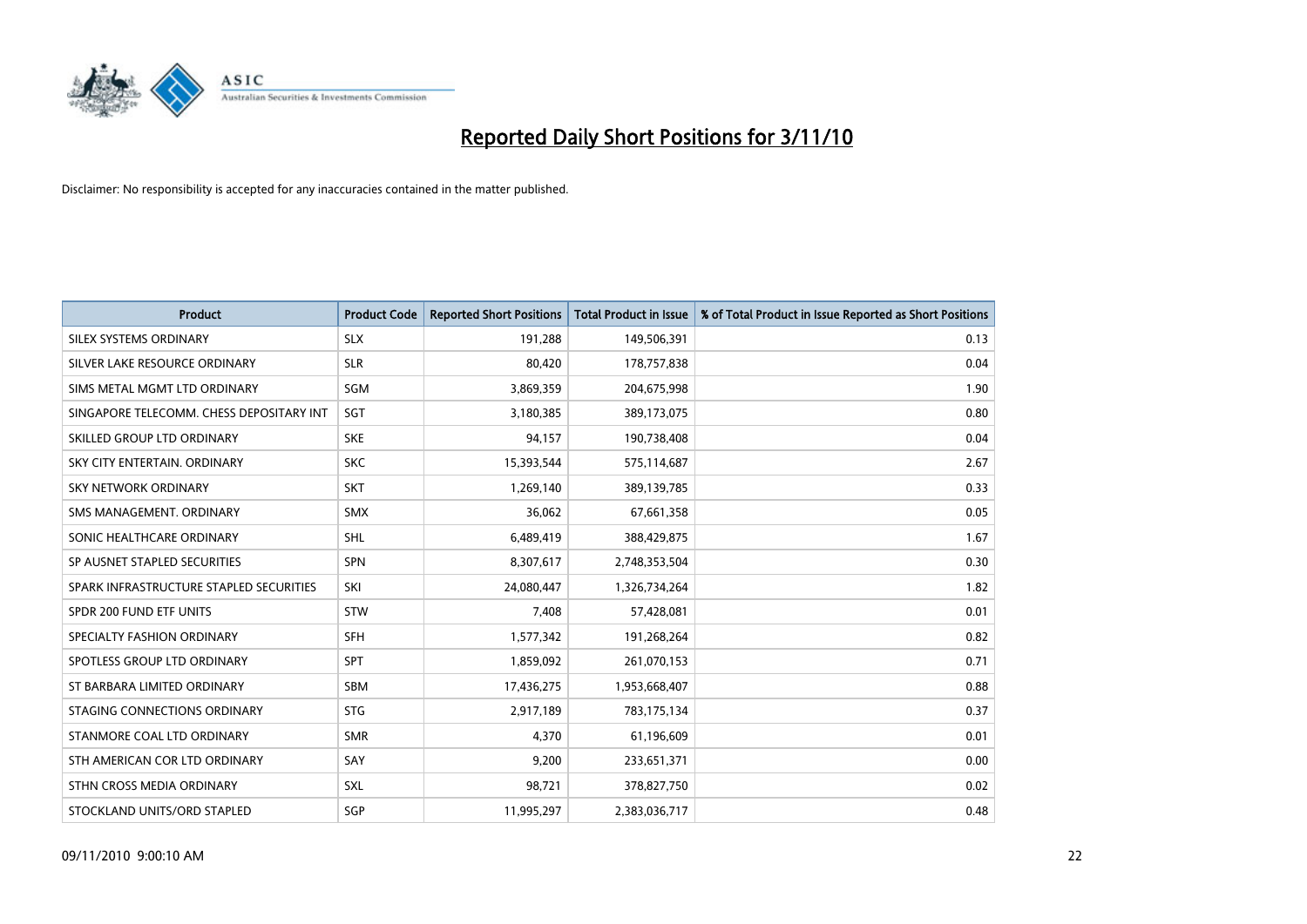# Reported Daily Short Positions for 3/11/10

Disclaimer: No responsibility is accepted for any inaccuracies contained in the matter published.

| Product | Product Code | Reported Short Positions | Total Product in Issue | % of Total Product in Issue Reported as Short Positions |
|---|---|---|---|---|
| SILEX SYSTEMS ORDINARY | SLX | 191,288 | 149,506,391 | 0.13 |
| SILVER LAKE RESOURCE ORDINARY | SLR | 80,420 | 178,757,838 | 0.04 |
| SIMS METAL MGMT LTD ORDINARY | SGM | 3,869,359 | 204,675,998 | 1.90 |
| SINGAPORE TELECOMM. CHESS DEPOSITARY INT | SGT | 3,180,385 | 389,173,075 | 0.80 |
| SKILLED GROUP LTD ORDINARY | SKE | 94,157 | 190,738,408 | 0.04 |
| SKY CITY ENTERTAIN. ORDINARY | SKC | 15,393,544 | 575,114,687 | 2.67 |
| SKY NETWORK ORDINARY | SKT | 1,269,140 | 389,139,785 | 0.33 |
| SMS MANAGEMENT. ORDINARY | SMX | 36,062 | 67,661,358 | 0.05 |
| SONIC HEALTHCARE ORDINARY | SHL | 6,489,419 | 388,429,875 | 1.67 |
| SP AUSNET STAPLED SECURITIES | SPN | 8,307,617 | 2,748,353,504 | 0.30 |
| SPARK INFRASTRUCTURE STAPLED SECURITIES | SKI | 24,080,447 | 1,326,734,264 | 1.82 |
| SPDR 200 FUND ETF UNITS | STW | 7,408 | 57,428,081 | 0.01 |
| SPECIALTY FASHION ORDINARY | SFH | 1,577,342 | 191,268,264 | 0.82 |
| SPOTLESS GROUP LTD ORDINARY | SPT | 1,859,092 | 261,070,153 | 0.71 |
| ST BARBARA LIMITED ORDINARY | SBM | 17,436,275 | 1,953,668,407 | 0.88 |
| STAGING CONNECTIONS ORDINARY | STG | 2,917,189 | 783,175,134 | 0.37 |
| STANMORE COAL LTD ORDINARY | SMR | 4,370 | 61,196,609 | 0.01 |
| STH AMERICAN COR LTD ORDINARY | SAY | 9,200 | 233,651,371 | 0.00 |
| STHN CROSS MEDIA ORDINARY | SXL | 98,721 | 378,827,750 | 0.02 |
| STOCKLAND UNITS/ORD STAPLED | SGP | 11,995,297 | 2,383,036,717 | 0.48 |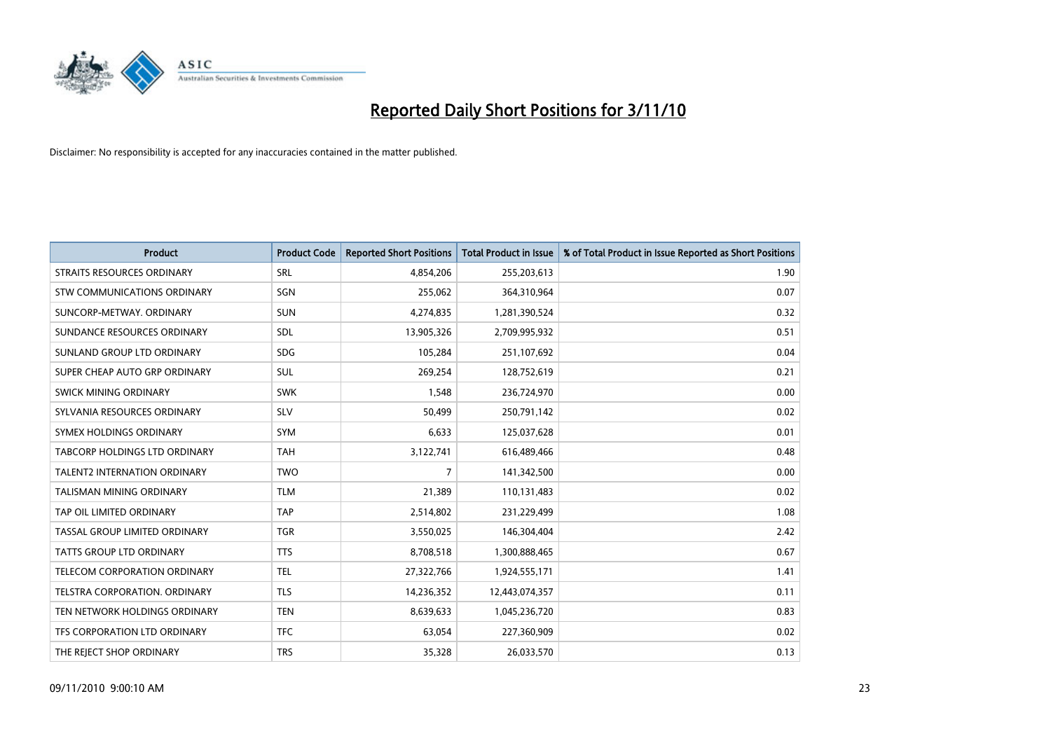# Reported Daily Short Positions for 3/11/10

Disclaimer: No responsibility is accepted for any inaccuracies contained in the matter published.

| Product | Product Code | Reported Short Positions | Total Product in Issue | % of Total Product in Issue Reported as Short Positions |
|---|---|---|---|---|
| STRAITS RESOURCES ORDINARY | SRL | 4,854,206 | 255,203,613 | 1.90 |
| STW COMMUNICATIONS ORDINARY | SGN | 255,062 | 364,310,964 | 0.07 |
| SUNCORP-METWAY. ORDINARY | SUN | 4,274,835 | 1,281,390,524 | 0.32 |
| SUNDANCE RESOURCES ORDINARY | SDL | 13,905,326 | 2,709,995,932 | 0.51 |
| SUNLAND GROUP LTD ORDINARY | SDG | 105,284 | 251,107,692 | 0.04 |
| SUPER CHEAP AUTO GRP ORDINARY | SUL | 269,254 | 128,752,619 | 0.21 |
| SWICK MINING ORDINARY | SWK | 1,548 | 236,724,970 | 0.00 |
| SYLVANIA RESOURCES ORDINARY | SLV | 50,499 | 250,791,142 | 0.02 |
| SYMEX HOLDINGS ORDINARY | SYM | 6,633 | 125,037,628 | 0.01 |
| TABCORP HOLDINGS LTD ORDINARY | TAH | 3,122,741 | 616,489,466 | 0.48 |
| TALENT2 INTERNATION ORDINARY | TWO | 7 | 141,342,500 | 0.00 |
| TALISMAN MINING ORDINARY | TLM | 21,389 | 110,131,483 | 0.02 |
| TAP OIL LIMITED ORDINARY | TAP | 2,514,802 | 231,229,499 | 1.08 |
| TASSAL GROUP LIMITED ORDINARY | TGR | 3,550,025 | 146,304,404 | 2.42 |
| TATTS GROUP LTD ORDINARY | TTS | 8,708,518 | 1,300,888,465 | 0.67 |
| TELECOM CORPORATION ORDINARY | TEL | 27,322,766 | 1,924,555,171 | 1.41 |
| TELSTRA CORPORATION. ORDINARY | TLS | 14,236,352 | 12,443,074,357 | 0.11 |
| TEN NETWORK HOLDINGS ORDINARY | TEN | 8,639,633 | 1,045,236,720 | 0.83 |
| TFS CORPORATION LTD ORDINARY | TFC | 63,054 | 227,360,909 | 0.02 |
| THE REJECT SHOP ORDINARY | TRS | 35,328 | 26,033,570 | 0.13 |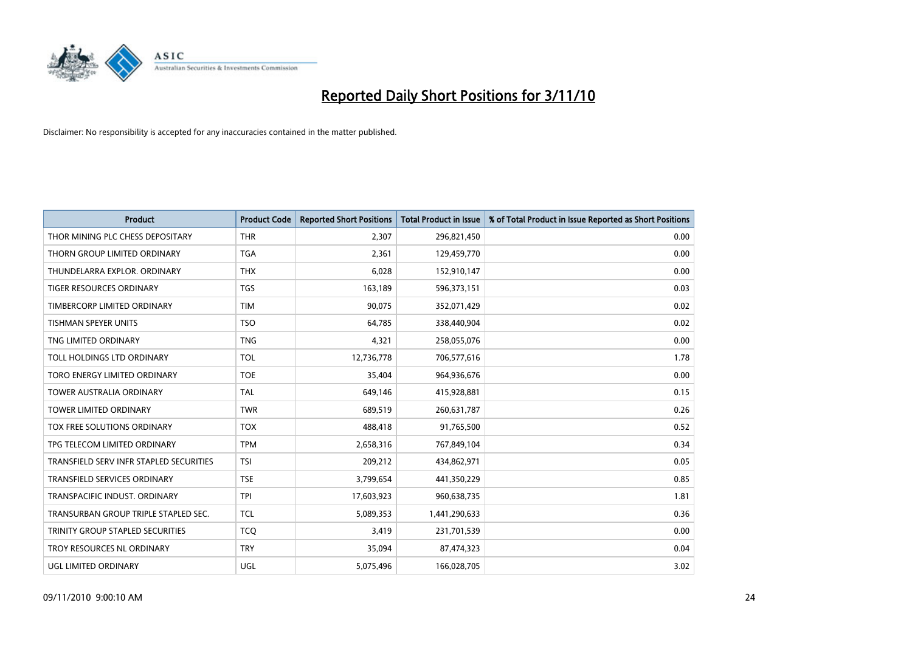# Reported Daily Short Positions for 3/11/10

Disclaimer: No responsibility is accepted for any inaccuracies contained in the matter published.

| Product | Product Code | Reported Short Positions | Total Product in Issue | % of Total Product in Issue Reported as Short Positions |
|---|---|---|---|---|
| THOR MINING PLC CHESS DEPOSITARY | THR | 2,307 | 296,821,450 | 0.00 |
| THORN GROUP LIMITED ORDINARY | TGA | 2,361 | 129,459,770 | 0.00 |
| THUNDELARRA EXPLOR. ORDINARY | THX | 6,028 | 152,910,147 | 0.00 |
| TIGER RESOURCES ORDINARY | TGS | 163,189 | 596,373,151 | 0.03 |
| TIMBERCORP LIMITED ORDINARY | TIM | 90,075 | 352,071,429 | 0.02 |
| TISHMAN SPEYER UNITS | TSO | 64,785 | 338,440,904 | 0.02 |
| TNG LIMITED ORDINARY | TNG | 4,321 | 258,055,076 | 0.00 |
| TOLL HOLDINGS LTD ORDINARY | TOL | 12,736,778 | 706,577,616 | 1.78 |
| TORO ENERGY LIMITED ORDINARY | TOE | 35,404 | 964,936,676 | 0.00 |
| TOWER AUSTRALIA ORDINARY | TAL | 649,146 | 415,928,881 | 0.15 |
| TOWER LIMITED ORDINARY | TWR | 689,519 | 260,631,787 | 0.26 |
| TOX FREE SOLUTIONS ORDINARY | TOX | 488,418 | 91,765,500 | 0.52 |
| TPG TELECOM LIMITED ORDINARY | TPM | 2,658,316 | 767,849,104 | 0.34 |
| TRANSFIELD SERV INFR STAPLED SECURITIES | TSI | 209,212 | 434,862,971 | 0.05 |
| TRANSFIELD SERVICES ORDINARY | TSE | 3,799,654 | 441,350,229 | 0.85 |
| TRANSPACIFIC INDUST. ORDINARY | TPI | 17,603,923 | 960,638,735 | 1.81 |
| TRANSURBAN GROUP TRIPLE STAPLED SEC. | TCL | 5,089,353 | 1,441,290,633 | 0.36 |
| TRINITY GROUP STAPLED SECURITIES | TCQ | 3,419 | 231,701,539 | 0.00 |
| TROY RESOURCES NL ORDINARY | TRY | 35,094 | 87,474,323 | 0.04 |
| UGL LIMITED ORDINARY | UGL | 5,075,496 | 166,028,705 | 3.02 |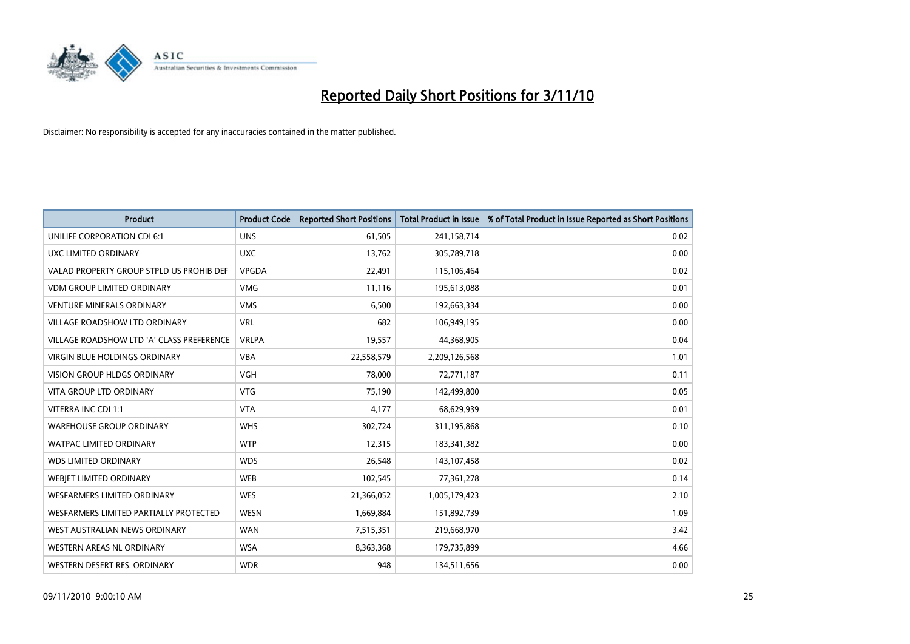# Reported Daily Short Positions for 3/11/10

Disclaimer: No responsibility is accepted for any inaccuracies contained in the matter published.

| Product | Product Code | Reported Short Positions | Total Product in Issue | % of Total Product in Issue Reported as Short Positions |
|---|---|---|---|---|
| UNILIFE CORPORATION CDI 6:1 | UNS | 61,505 | 241,158,714 | 0.02 |
| UXC LIMITED ORDINARY | UXC | 13,762 | 305,789,718 | 0.00 |
| VALAD PROPERTY GROUP STPLD US PROHIB DEF | VPGDA | 22,491 | 115,106,464 | 0.02 |
| VDM GROUP LIMITED ORDINARY | VMG | 11,116 | 195,613,088 | 0.01 |
| VENTURE MINERALS ORDINARY | VMS | 6,500 | 192,663,334 | 0.00 |
| VILLAGE ROADSHOW LTD ORDINARY | VRL | 682 | 106,949,195 | 0.00 |
| VILLAGE ROADSHOW LTD 'A' CLASS PREFERENCE | VRLPA | 19,557 | 44,368,905 | 0.04 |
| VIRGIN BLUE HOLDINGS ORDINARY | VBA | 22,558,579 | 2,209,126,568 | 1.01 |
| VISION GROUP HLDGS ORDINARY | VGH | 78,000 | 72,771,187 | 0.11 |
| VITA GROUP LTD ORDINARY | VTG | 75,190 | 142,499,800 | 0.05 |
| VITERRA INC CDI 1:1 | VTA | 4,177 | 68,629,939 | 0.01 |
| WAREHOUSE GROUP ORDINARY | WHS | 302,724 | 311,195,868 | 0.10 |
| WATPAC LIMITED ORDINARY | WTP | 12,315 | 183,341,382 | 0.00 |
| WDS LIMITED ORDINARY | WDS | 26,548 | 143,107,458 | 0.02 |
| WEBJET LIMITED ORDINARY | WEB | 102,545 | 77,361,278 | 0.14 |
| WESFARMERS LIMITED ORDINARY | WES | 21,366,052 | 1,005,179,423 | 2.10 |
| WESFARMERS LIMITED PARTIALLY PROTECTED | WESN | 1,669,884 | 151,892,739 | 1.09 |
| WEST AUSTRALIAN NEWS ORDINARY | WAN | 7,515,351 | 219,668,970 | 3.42 |
| WESTERN AREAS NL ORDINARY | WSA | 8,363,368 | 179,735,899 | 4.66 |
| WESTERN DESERT RES. ORDINARY | WDR | 948 | 134,511,656 | 0.00 |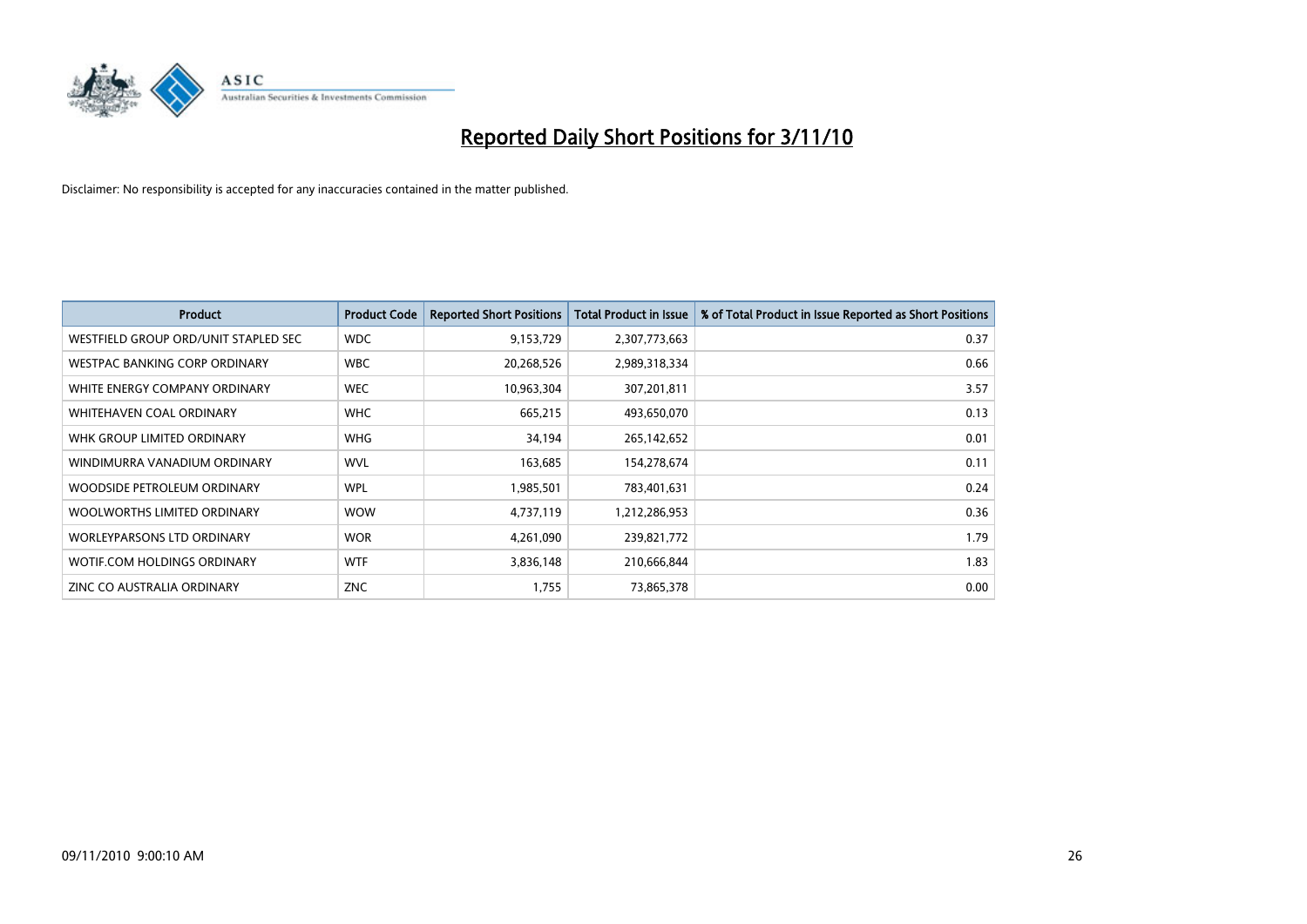# Reported Daily Short Positions for 3/11/10

Disclaimer: No responsibility is accepted for any inaccuracies contained in the matter published.

| Product | Product Code | Reported Short Positions | Total Product in Issue | % of Total Product in Issue Reported as Short Positions |
|---|---|---|---|---|
| WESTFIELD GROUP ORD/UNIT STAPLED SEC | WDC | 9,153,729 | 2,307,773,663 | 0.37 |
| WESTPAC BANKING CORP ORDINARY | WBC | 20,268,526 | 2,989,318,334 | 0.66 |
| WHITE ENERGY COMPANY ORDINARY | WEC | 10,963,304 | 307,201,811 | 3.57 |
| WHITEHAVEN COAL ORDINARY | WHC | 665,215 | 493,650,070 | 0.13 |
| WHK GROUP LIMITED ORDINARY | WHG | 34,194 | 265,142,652 | 0.01 |
| WINDIMURRA VANADIUM ORDINARY | WVL | 163,685 | 154,278,674 | 0.11 |
| WOODSIDE PETROLEUM ORDINARY | WPL | 1,985,501 | 783,401,631 | 0.24 |
| WOOLWORTHS LIMITED ORDINARY | WOW | 4,737,119 | 1,212,286,953 | 0.36 |
| WORLEYPARSONS LTD ORDINARY | WOR | 4,261,090 | 239,821,772 | 1.79 |
| WOTIF.COM HOLDINGS ORDINARY | WTF | 3,836,148 | 210,666,844 | 1.83 |
| ZINC CO AUSTRALIA ORDINARY | ZNC | 1,755 | 73,865,378 | 0.00 |

09/11/2010 9:00:10 AM